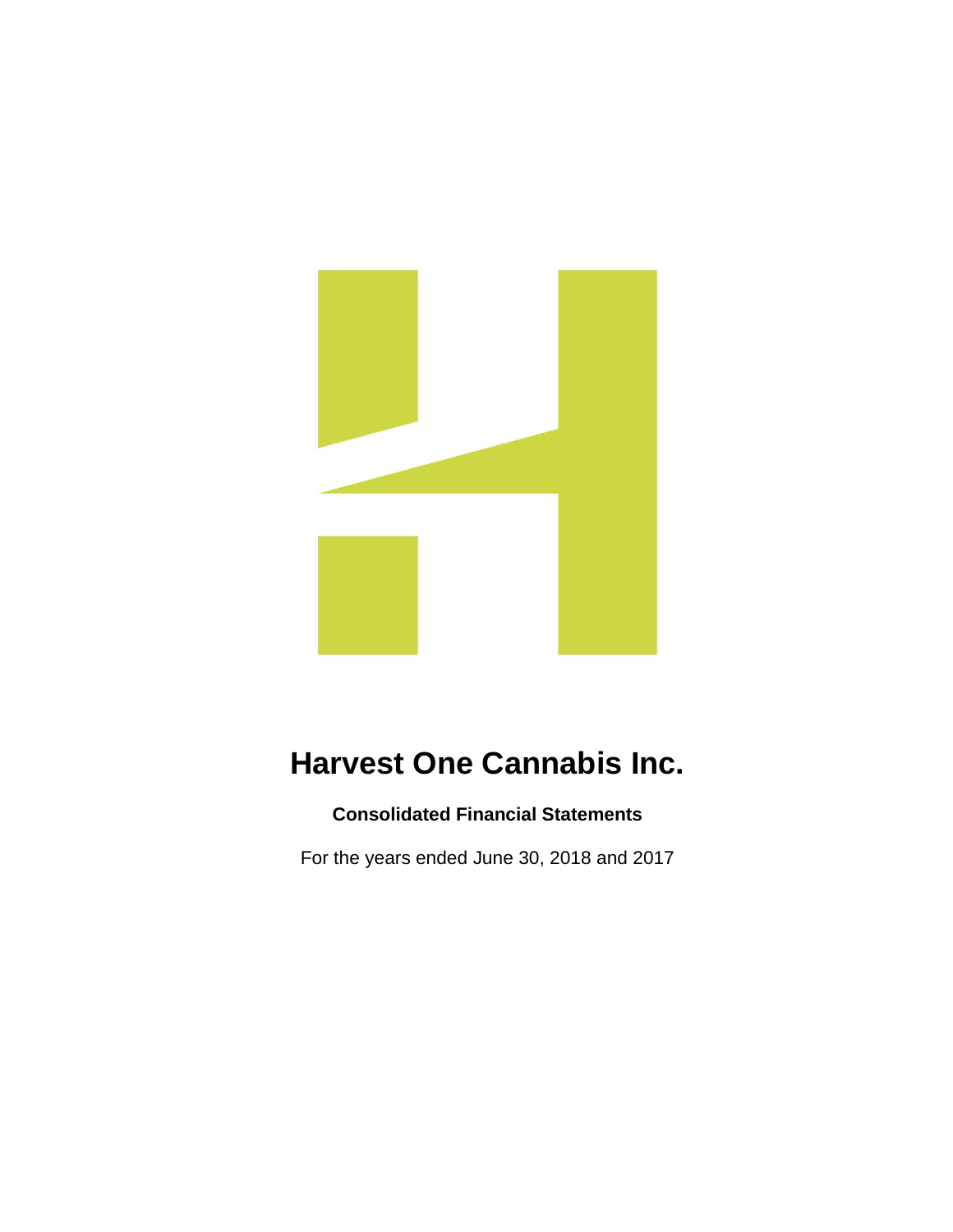# Harvest One Cannabis Inc.

**Consolidated Financial Statements**

For the years ended June 30, 2018 and 2017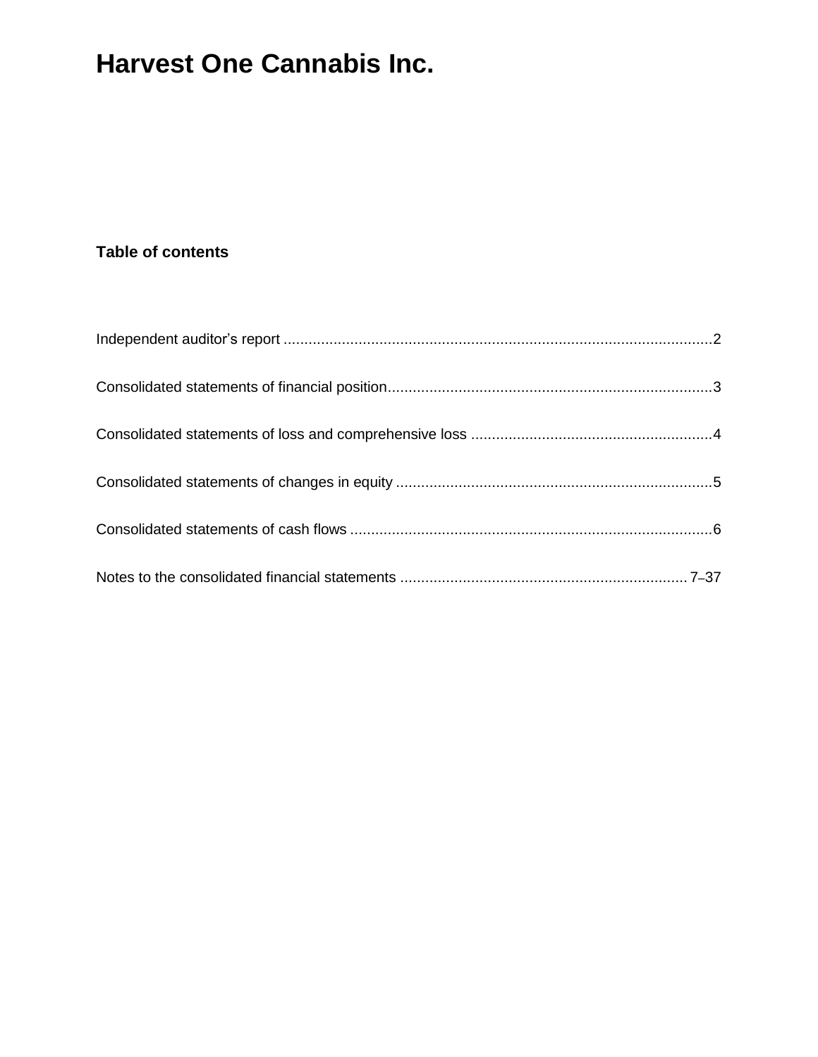# Harvest One Cannabis Inc.

## Table of contents

| | |
|---|---|
| Independent auditor's report | 2 |
| Consolidated statements of financial position | 3 |
| Consolidated statements of loss and comprehensive loss | 4 |
| Consolidated statements of changes in equity | 5 |
| Consolidated statements of cash flows | 6 |
| Notes to the consolidated financial statements | 7–37 |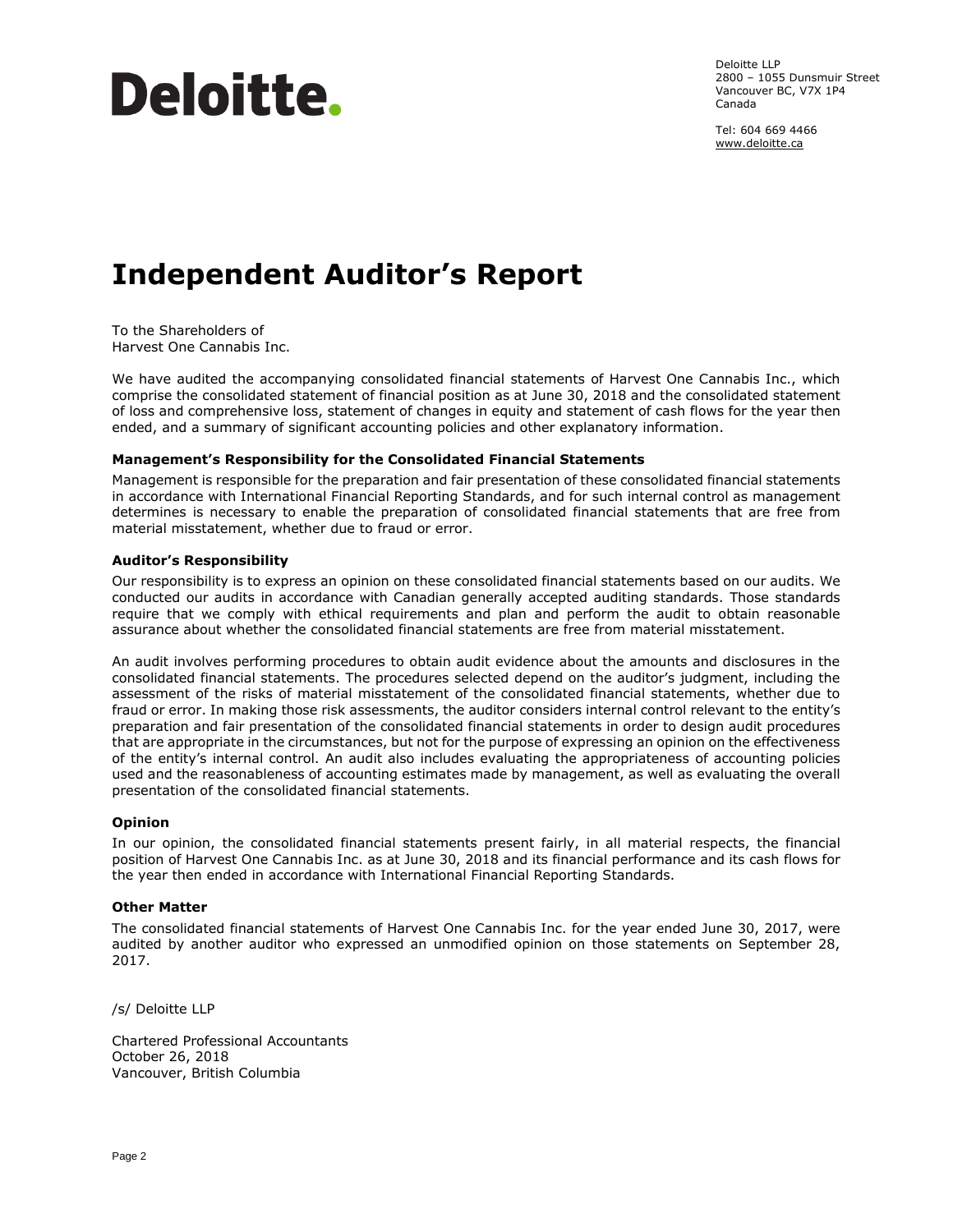Deloitte.

Deloitte LLP
2800 – 1055 Dunsmuir Street
Vancouver BC, V7X 1P4
Canada

Tel: 604 669 4466
www.deloitte.ca

# Independent Auditor's Report

To the Shareholders of
Harvest One Cannabis Inc.

We have audited the accompanying consolidated financial statements of Harvest One Cannabis Inc., which comprise the consolidated statement of financial position as at June 30, 2018 and the consolidated statement of loss and comprehensive loss, statement of changes in equity and statement of cash flows for the year then ended, and a summary of significant accounting policies and other explanatory information.

### Management's Responsibility for the Consolidated Financial Statements

Management is responsible for the preparation and fair presentation of these consolidated financial statements in accordance with International Financial Reporting Standards, and for such internal control as management determines is necessary to enable the preparation of consolidated financial statements that are free from material misstatement, whether due to fraud or error.

### Auditor's Responsibility

Our responsibility is to express an opinion on these consolidated financial statements based on our audits. We conducted our audits in accordance with Canadian generally accepted auditing standards. Those standards require that we comply with ethical requirements and plan and perform the audit to obtain reasonable assurance about whether the consolidated financial statements are free from material misstatement.

An audit involves performing procedures to obtain audit evidence about the amounts and disclosures in the consolidated financial statements. The procedures selected depend on the auditor's judgment, including the assessment of the risks of material misstatement of the consolidated financial statements, whether due to fraud or error. In making those risk assessments, the auditor considers internal control relevant to the entity's preparation and fair presentation of the consolidated financial statements in order to design audit procedures that are appropriate in the circumstances, but not for the purpose of expressing an opinion on the effectiveness of the entity's internal control. An audit also includes evaluating the appropriateness of accounting policies used and the reasonableness of accounting estimates made by management, as well as evaluating the overall presentation of the consolidated financial statements.

### Opinion

In our opinion, the consolidated financial statements present fairly, in all material respects, the financial position of Harvest One Cannabis Inc. as at June 30, 2018 and its financial performance and its cash flows for the year then ended in accordance with International Financial Reporting Standards.

### Other Matter

The consolidated financial statements of Harvest One Cannabis Inc. for the year ended June 30, 2017, were audited by another auditor who expressed an unmodified opinion on those statements on September 28, 2017.

/s/ Deloitte LLP

Chartered Professional Accountants
October 26, 2018
Vancouver, British Columbia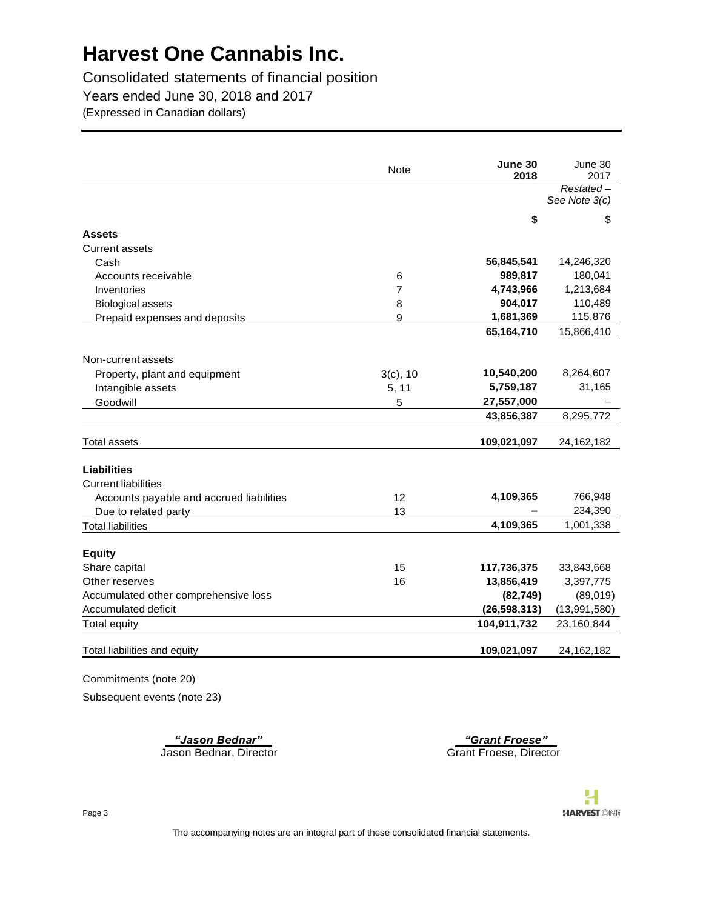# Harvest One Cannabis Inc.

Consolidated statements of financial position

Years ended June 30, 2018 and 2017

(Expressed in Canadian dollars)

| | Note | **June 30 2018** | June 30 2017 |
|---|---|---|---|
| | | | *Restated – See Note 3(c)* |
| | | **$** | $ |
| **Assets** | | | |
| Current assets | | | |
| Cash | | **56,845,541** | 14,246,320 |
| Accounts receivable | 6 | **989,817** | 180,041 |
| Inventories | 7 | **4,743,966** | 1,213,684 |
| Biological assets | 8 | **904,017** | 110,489 |
| Prepaid expenses and deposits | 9 | **1,681,369** | 115,876 |
| | | **65,164,710** | 15,866,410 |
| Non-current assets | | | |
| Property, plant and equipment | 3(c), 10 | **10,540,200** | 8,264,607 |
| Intangible assets | 5, 11 | **5,759,187** | 31,165 |
| Goodwill | 5 | **27,557,000** | – |
| | | **43,856,387** | 8,295,772 |
| Total assets | | **109,021,097** | 24,162,182 |
| **Liabilities** | | | |
| Current liabilities | | | |
| Accounts payable and accrued liabilities | 12 | **4,109,365** | 766,948 |
| Due to related party | 13 | **–** | 234,390 |
| Total liabilities | | **4,109,365** | 1,001,338 |
| **Equity** | | | |
| Share capital | 15 | **117,736,375** | 33,843,668 |
| Other reserves | 16 | **13,856,419** | 3,397,775 |
| Accumulated other comprehensive loss | | **(82,749)** | (89,019) |
| Accumulated deficit | | **(26,598,313)** | (13,991,580) |
| Total equity | | **104,911,732** | 23,160,844 |
| Total liabilities and equity | | **109,021,097** | 24,162,182 |

Commitments (note 20)

Subsequent events (note 23)

*"Jason Bednar"*
Jason Bednar, Director

*"Grant Froese"*
Grant Froese, Director

The accompanying notes are an integral part of these consolidated financial statements.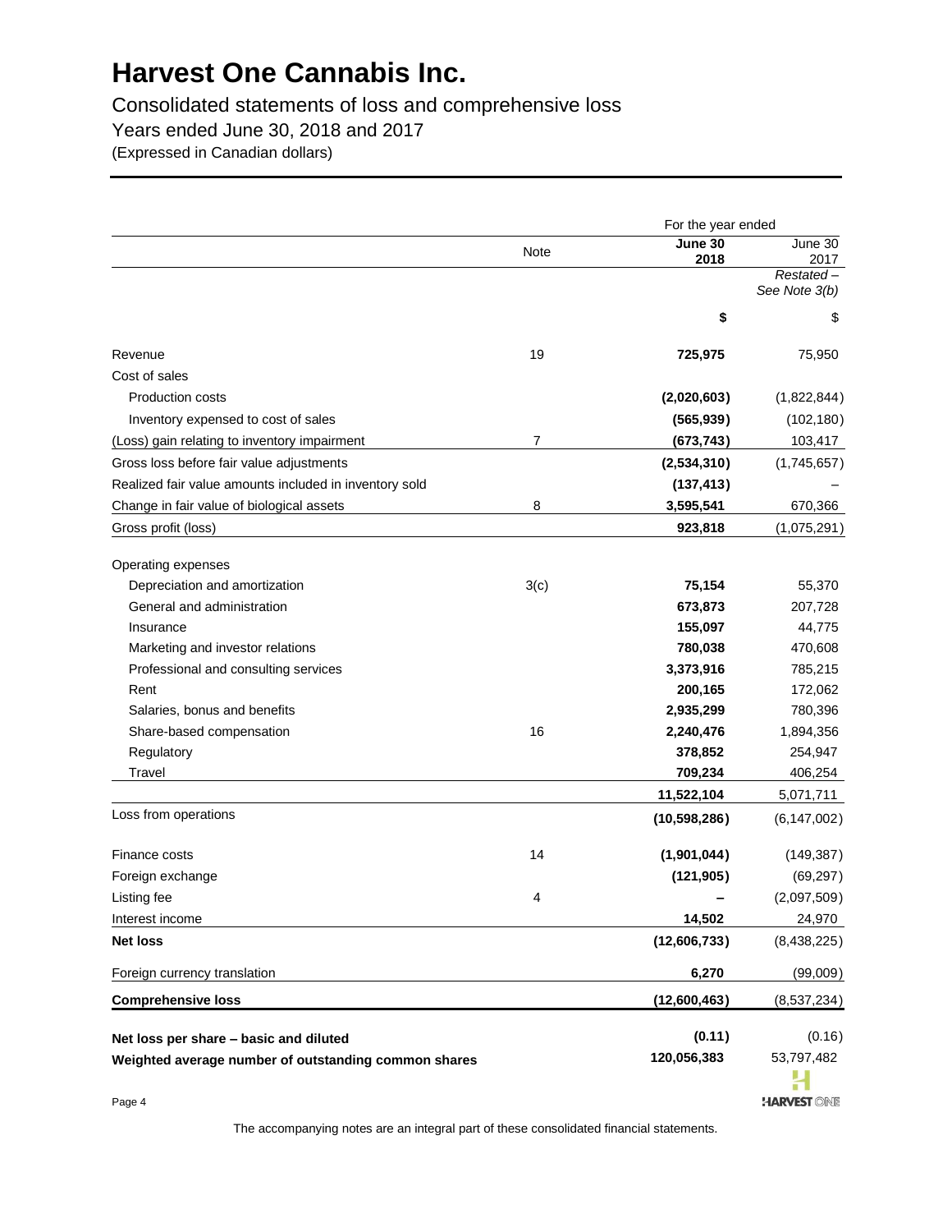# Harvest One Cannabis Inc.

Consolidated statements of loss and comprehensive loss

Years ended June 30, 2018 and 2017

(Expressed in Canadian dollars)

| | Note | For the year ended June 30 2018 | June 30 2017 Restated – See Note 3(b) |
|---|---|---|---|
| | | **$** | $ |
| Revenue | 19 | **725,975** | 75,950 |
| Cost of sales | | | |
| Production costs | | **(2,020,603)** | (1,822,844) |
| Inventory expensed to cost of sales | | **(565,939)** | (102,180) |
| (Loss) gain relating to inventory impairment | 7 | **(673,743)** | 103,417 |
| Gross loss before fair value adjustments | | **(2,534,310)** | (1,745,657) |
| Realized fair value amounts included in inventory sold | | **(137,413)** | – |
| Change in fair value of biological assets | 8 | **3,595,541** | 670,366 |
| Gross profit (loss) | | **923,818** | (1,075,291) |
| Operating expenses | | | |
| Depreciation and amortization | 3(c) | **75,154** | 55,370 |
| General and administration | | **673,873** | 207,728 |
| Insurance | | **155,097** | 44,775 |
| Marketing and investor relations | | **780,038** | 470,608 |
| Professional and consulting services | | **3,373,916** | 785,215 |
| Rent | | **200,165** | 172,062 |
| Salaries, bonus and benefits | | **2,935,299** | 780,396 |
| Share-based compensation | 16 | **2,240,476** | 1,894,356 |
| Regulatory | | **378,852** | 254,947 |
| Travel | | **709,234** | 406,254 |
| | | **11,522,104** | 5,071,711 |
| Loss from operations | | **(10,598,286)** | (6,147,002) |
| Finance costs | 14 | **(1,901,044)** | (149,387) |
| Foreign exchange | | **(121,905)** | (69,297) |
| Listing fee | 4 | **–** | (2,097,509) |
| Interest income | | **14,502** | 24,970 |
| **Net loss** | | **(12,606,733)** | (8,438,225) |
| Foreign currency translation | | **6,270** | (99,009) |
| **Comprehensive loss** | | **(12,600,463)** | (8,537,234) |
| **Net loss per share – basic and diluted** | | **(0.11)** | (0.16) |
| **Weighted average number of outstanding common shares** | | **120,056,383** | 53,797,482 |

The accompanying notes are an integral part of these consolidated financial statements.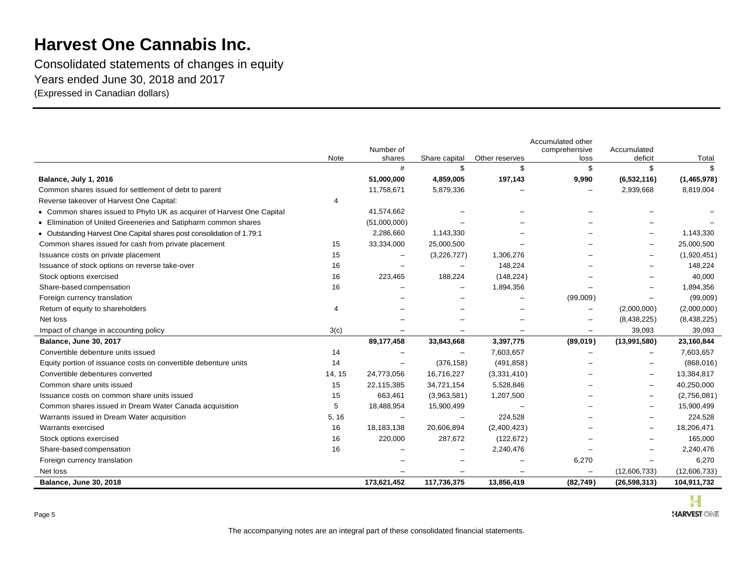# Harvest One Cannabis Inc.

Consolidated statements of changes in equity
Years ended June 30, 2018 and 2017
(Expressed in Canadian dollars)

| | Note | Number of shares | Share capital | Other reserves | Accumulated other comprehensive loss | Accumulated deficit | Total |
|---|---|---|---|---|---|---|---|
| | | # | $ | $ | $ | $ | $ |
| **Balance, July 1, 2016** | | **51,000,000** | **4,859,005** | **197,143** | **9,990** | **(6,532,116)** | **(1,465,978)** |
| Common shares issued for settlement of debt to parent | | 11,758,671 | 5,879,336 | – | – | 2,939,668 | 8,819,004 |
| Reverse takeover of Harvest One Capital: | 4 | | | | | | |
| • Common shares issued to Phyto UK as acquirer of Harvest One Capital | | 41,574,662 | – | – | – | – | – |
| • Elimination of United Greeneries and Satipharm common shares | | (51,000,000) | – | – | – | – | – |
| • Outstanding Harvest One Capital shares post consolidation of 1.79:1 | | 2,286,660 | 1,143,330 | – | – | – | 1,143,330 |
| Common shares issued for cash from private placement | 15 | 33,334,000 | 25,000,500 | – | – | – | 25,000,500 |
| Issuance costs on private placement | 15 | – | (3,226,727) | 1,306,276 | – | – | (1,920,451) |
| Issuance of stock options on reverse take-over | 16 | – | – | 148,224 | – | – | 148,224 |
| Stock options exercised | 16 | 223,465 | 188,224 | (148,224) | – | – | 40,000 |
| Share-based compensation | 16 | – | – | 1,894,356 | – | – | 1,894,356 |
| Foreign currency translation | | – | – | – | (99,009) | – | (99,009) |
| Return of equity to shareholders | 4 | – | – | – | – | (2,000,000) | (2,000,000) |
| Net loss | | – | – | – | – | (8,438,225) | (8,438,225) |
| Impact of change in accounting policy | 3(c) | – | – | – | – | 39,093 | 39,093 |
| **Balance, June 30, 2017** | | **89,177,458** | **33,843,668** | **3,397,775** | **(89,019)** | **(13,991,580)** | **23,160,844** |
| Convertible debenture units issued | 14 | – | – | 7,603,657 | – | – | 7,603,657 |
| Equity portion of issuance costs on convertible debenture units | 14 | – | (376,158) | (491,858) | – | – | (868,016) |
| Convertible debentures converted | 14, 15 | 24,773,056 | 16,716,227 | (3,331,410) | – | – | 13,384,817 |
| Common share units issued | 15 | 22,115,385 | 34,721,154 | 5,528,846 | – | – | 40,250,000 |
| Issuance costs on common share units issued | 15 | 663,461 | (3,963,581) | 1,207,500 | – | – | (2,756,081) |
| Common shares issued in Dream Water Canada acquisition | 5 | 18,488,954 | 15,900,499 | – | – | – | 15,900,499 |
| Warrants issued in Dream Water acquisition | 5, 16 | – | – | 224,528 | – | – | 224,528 |
| Warrants exercised | 16 | 18,183,138 | 20,606,894 | (2,400,423) | – | – | 18,206,471 |
| Stock options exercised | 16 | 220,000 | 287,672 | (122,672) | – | – | 165,000 |
| Share-based compensation | 16 | – | – | 2,240,476 | – | – | 2,240,476 |
| Foreign currency translation | | – | – | – | 6,270 | – | 6,270 |
| Net loss | | – | – | – | – | (12,606,733) | (12,606,733) |
| **Balance, June 30, 2018** | | **173,621,452** | **117,736,375** | **13,856,419** | **(82,749)** | **(26,598,313)** | **104,911,732** |

The accompanying notes are an integral part of these consolidated financial statements.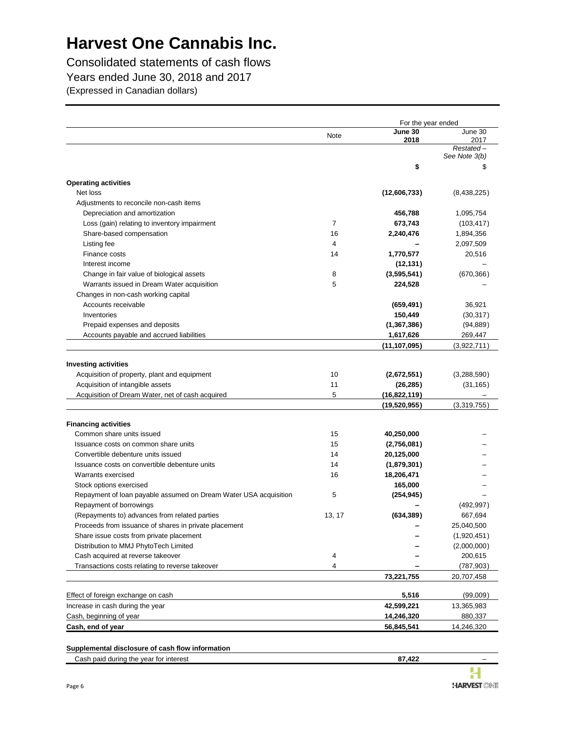# Harvest One Cannabis Inc.

Consolidated statements of cash flows
Years ended June 30, 2018 and 2017
(Expressed in Canadian dollars)

| | Note | For the year ended June 30 2018 | June 30 2017 Restated – See Note 3(b) |
|---|---|---|---|
| | | **$** | $ |
| **Operating activities** | | | |
| Net loss | | **(12,606,733)** | (8,438,225) |
| Adjustments to reconcile non-cash items | | | |
| Depreciation and amortization | | **456,788** | 1,095,754 |
| Loss (gain) relating to inventory impairment | 7 | **673,743** | (103,417) |
| Share-based compensation | 16 | **2,240,476** | 1,894,356 |
| Listing fee | 4 | **–** | 2,097,509 |
| Finance costs | 14 | **1,770,577** | 20,516 |
| Interest income | | **(12,131)** | – |
| Change in fair value of biological assets | 8 | **(3,595,541)** | (670,366) |
| Warrants issued in Dream Water acquisition | 5 | **224,528** | – |
| Changes in non-cash working capital | | | |
| Accounts receivable | | **(659,491)** | 36,921 |
| Inventories | | **150,449** | (30,317) |
| Prepaid expenses and deposits | | **(1,367,386)** | (94,889) |
| Accounts payable and accrued liabilities | | **1,617,626** | 269,447 |
| | | **(11,107,095)** | (3,922,711) |
| **Investing activities** | | | |
| Acquisition of property, plant and equipment | 10 | **(2,672,551)** | (3,288,590) |
| Acquisition of intangible assets | 11 | **(26,285)** | (31,165) |
| Acquisition of Dream Water, net of cash acquired | 5 | **(16,822,119)** | – |
| | | **(19,520,955)** | (3,319,755) |
| **Financing activities** | | | |
| Common share units issued | 15 | **40,250,000** | – |
| Issuance costs on common share units | 15 | **(2,756,081)** | – |
| Convertible debenture units issued | 14 | **20,125,000** | – |
| Issuance costs on convertible debenture units | 14 | **(1,879,301)** | – |
| Warrants exercised | 16 | **18,206,471** | – |
| Stock options exercised | | **165,000** | – |
| Repayment of loan payable assumed on Dream Water USA acquisition | 5 | **(254,945)** | – |
| Repayment of borrowings | | **–** | (492,997) |
| (Repayments to) advances from related parties | 13, 17 | **(634,389)** | 667,694 |
| Proceeds from issuance of shares in private placement | | **–** | 25,040,500 |
| Share issue costs from private placement | | **–** | (1,920,451) |
| Distribution to MMJ PhytoTech Limited | | **–** | (2,000,000) |
| Cash acquired at reverse takeover | 4 | **–** | 200,615 |
| Transactions costs relating to reverse takeover | 4 | **–** | (787,903) |
| | | **73,221,755** | 20,707,458 |
| Effect of foreign exchange on cash | | **5,516** | (99,009) |
| Increase in cash during the year | | **42,599,221** | 13,365,983 |
| Cash, beginning of year | | **14,246,320** | 880,337 |
| **Cash, end of year** | | **56,845,541** | 14,246,320 |

**Supplemental disclosure of cash flow information**

| | | | |
|---|---|---|---|
| Cash paid during the year for interest | | **87,422** | – |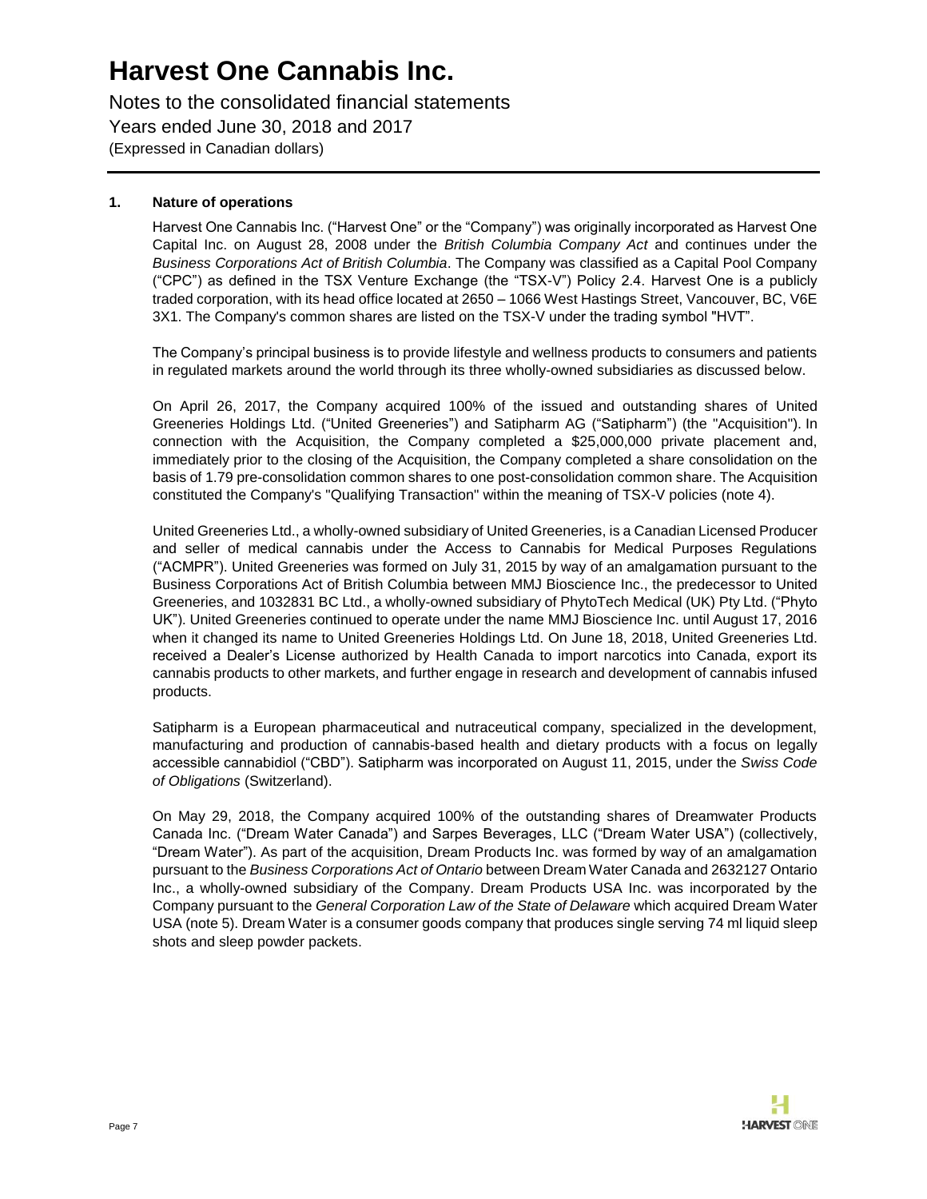# Harvest One Cannabis Inc.

Notes to the consolidated financial statements
Years ended June 30, 2018 and 2017
(Expressed in Canadian dollars)

## 1. Nature of operations

Harvest One Cannabis Inc. ("Harvest One" or the "Company") was originally incorporated as Harvest One Capital Inc. on August 28, 2008 under the *British Columbia Company Act* and continues under the *Business Corporations Act of British Columbia*. The Company was classified as a Capital Pool Company ("CPC") as defined in the TSX Venture Exchange (the "TSX-V") Policy 2.4. Harvest One is a publicly traded corporation, with its head office located at 2650 – 1066 West Hastings Street, Vancouver, BC, V6E 3X1. The Company's common shares are listed on the TSX-V under the trading symbol "HVT".

The Company's principal business is to provide lifestyle and wellness products to consumers and patients in regulated markets around the world through its three wholly-owned subsidiaries as discussed below.

On April 26, 2017, the Company acquired 100% of the issued and outstanding shares of United Greeneries Holdings Ltd. ("United Greeneries") and Satipharm AG ("Satipharm") (the "Acquisition"). In connection with the Acquisition, the Company completed a $25,000,000 private placement and, immediately prior to the closing of the Acquisition, the Company completed a share consolidation on the basis of 1.79 pre-consolidation common shares to one post-consolidation common share. The Acquisition constituted the Company's "Qualifying Transaction" within the meaning of TSX-V policies (note 4).

United Greeneries Ltd., a wholly-owned subsidiary of United Greeneries, is a Canadian Licensed Producer and seller of medical cannabis under the Access to Cannabis for Medical Purposes Regulations ("ACMPR"). United Greeneries was formed on July 31, 2015 by way of an amalgamation pursuant to the Business Corporations Act of British Columbia between MMJ Bioscience Inc., the predecessor to United Greeneries, and 1032831 BC Ltd., a wholly-owned subsidiary of PhytoTech Medical (UK) Pty Ltd. ("Phyto UK"). United Greeneries continued to operate under the name MMJ Bioscience Inc. until August 17, 2016 when it changed its name to United Greeneries Holdings Ltd. On June 18, 2018, United Greeneries Ltd. received a Dealer's License authorized by Health Canada to import narcotics into Canada, export its cannabis products to other markets, and further engage in research and development of cannabis infused products.

Satipharm is a European pharmaceutical and nutraceutical company, specialized in the development, manufacturing and production of cannabis-based health and dietary products with a focus on legally accessible cannabidiol ("CBD"). Satipharm was incorporated on August 11, 2015, under the *Swiss Code of Obligations* (Switzerland).

On May 29, 2018, the Company acquired 100% of the outstanding shares of Dreamwater Products Canada Inc. ("Dream Water Canada") and Sarpes Beverages, LLC ("Dream Water USA") (collectively, "Dream Water"). As part of the acquisition, Dream Products Inc. was formed by way of an amalgamation pursuant to the *Business Corporations Act of Ontario* between Dream Water Canada and 2632127 Ontario Inc., a wholly-owned subsidiary of the Company. Dream Products USA Inc. was incorporated by the Company pursuant to the *General Corporation Law of the State of Delaware* which acquired Dream Water USA (note 5). Dream Water is a consumer goods company that produces single serving 74 ml liquid sleep shots and sleep powder packets.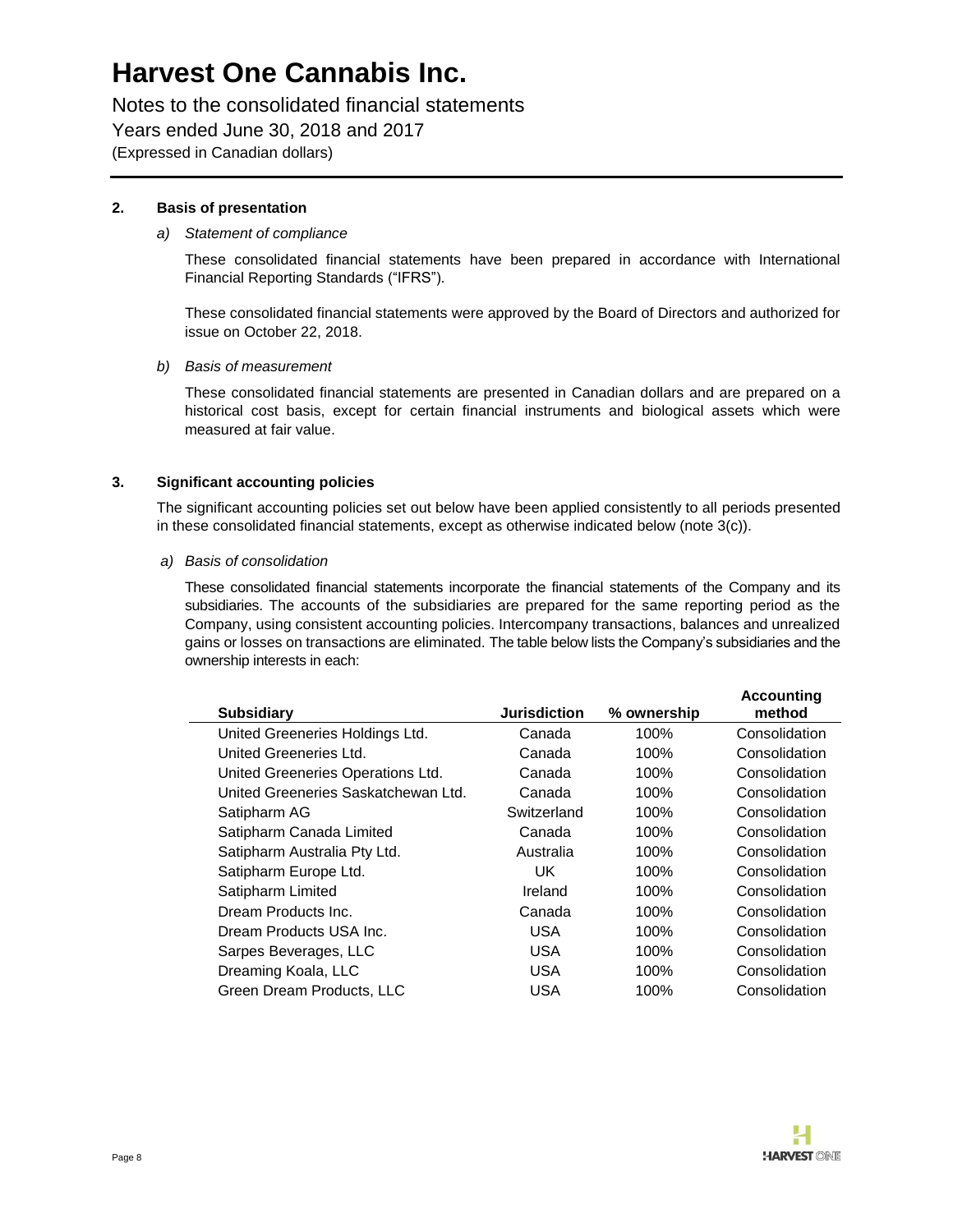## 2. Basis of presentation

*a) Statement of compliance*

These consolidated financial statements have been prepared in accordance with International Financial Reporting Standards ("IFRS").

These consolidated financial statements were approved by the Board of Directors and authorized for issue on October 22, 2018.

*b) Basis of measurement*

These consolidated financial statements are presented in Canadian dollars and are prepared on a historical cost basis, except for certain financial instruments and biological assets which were measured at fair value.

## 3. Significant accounting policies

The significant accounting policies set out below have been applied consistently to all periods presented in these consolidated financial statements, except as otherwise indicated below (note 3(c)).

*a) Basis of consolidation*

These consolidated financial statements incorporate the financial statements of the Company and its subsidiaries. The accounts of the subsidiaries are prepared for the same reporting period as the Company, using consistent accounting policies. Intercompany transactions, balances and unrealized gains or losses on transactions are eliminated. The table below lists the Company's subsidiaries and the ownership interests in each:

| Subsidiary | Jurisdiction | % ownership | Accounting method |
|---|---|---|---|
| United Greeneries Holdings Ltd. | Canada | 100% | Consolidation |
| United Greeneries Ltd. | Canada | 100% | Consolidation |
| United Greeneries Operations Ltd. | Canada | 100% | Consolidation |
| United Greeneries Saskatchewan Ltd. | Canada | 100% | Consolidation |
| Satipharm AG | Switzerland | 100% | Consolidation |
| Satipharm Canada Limited | Canada | 100% | Consolidation |
| Satipharm Australia Pty Ltd. | Australia | 100% | Consolidation |
| Satipharm Europe Ltd. | UK | 100% | Consolidation |
| Satipharm Limited | Ireland | 100% | Consolidation |
| Dream Products Inc. | Canada | 100% | Consolidation |
| Dream Products USA Inc. | USA | 100% | Consolidation |
| Sarpes Beverages, LLC | USA | 100% | Consolidation |
| Dreaming Koala, LLC | USA | 100% | Consolidation |
| Green Dream Products, LLC | USA | 100% | Consolidation |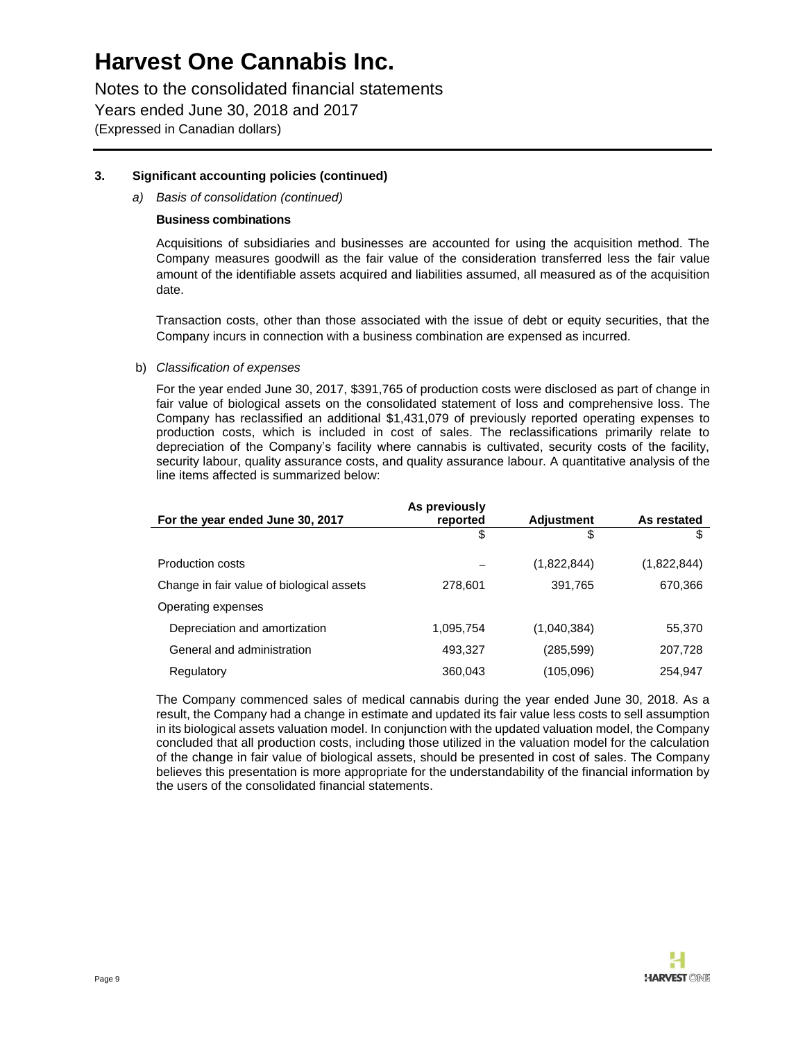# Harvest One Cannabis Inc.

Notes to the consolidated financial statements
Years ended June 30, 2018 and 2017
(Expressed in Canadian dollars)

### 3. Significant accounting policies (continued)

*a) Basis of consolidation (continued)*

**Business combinations**

Acquisitions of subsidiaries and businesses are accounted for using the acquisition method. The Company measures goodwill as the fair value of the consideration transferred less the fair value amount of the identifiable assets acquired and liabilities assumed, all measured as of the acquisition date.

Transaction costs, other than those associated with the issue of debt or equity securities, that the Company incurs in connection with a business combination are expensed as incurred.

b) *Classification of expenses*

For the year ended June 30, 2017, $391,765 of production costs were disclosed as part of change in fair value of biological assets on the consolidated statement of loss and comprehensive loss. The Company has reclassified an additional $1,431,079 of previously reported operating expenses to production costs, which is included in cost of sales. The reclassifications primarily relate to depreciation of the Company's facility where cannabis is cultivated, security costs of the facility, security labour, quality assurance costs, and quality assurance labour. A quantitative analysis of the line items affected is summarized below:

| For the year ended June 30, 2017 | As previously reported | Adjustment | As restated |
|---|---|---|---|
| | $ | $ | $ |
| Production costs | – | (1,822,844) | (1,822,844) |
| Change in fair value of biological assets | 278,601 | 391,765 | 670,366 |
| Operating expenses | | | |
| Depreciation and amortization | 1,095,754 | (1,040,384) | 55,370 |
| General and administration | 493,327 | (285,599) | 207,728 |
| Regulatory | 360,043 | (105,096) | 254,947 |

The Company commenced sales of medical cannabis during the year ended June 30, 2018. As a result, the Company had a change in estimate and updated its fair value less costs to sell assumption in its biological assets valuation model. In conjunction with the updated valuation model, the Company concluded that all production costs, including those utilized in the valuation model for the calculation of the change in fair value of biological assets, should be presented in cost of sales. The Company believes this presentation is more appropriate for the understandability of the financial information by the users of the consolidated financial statements.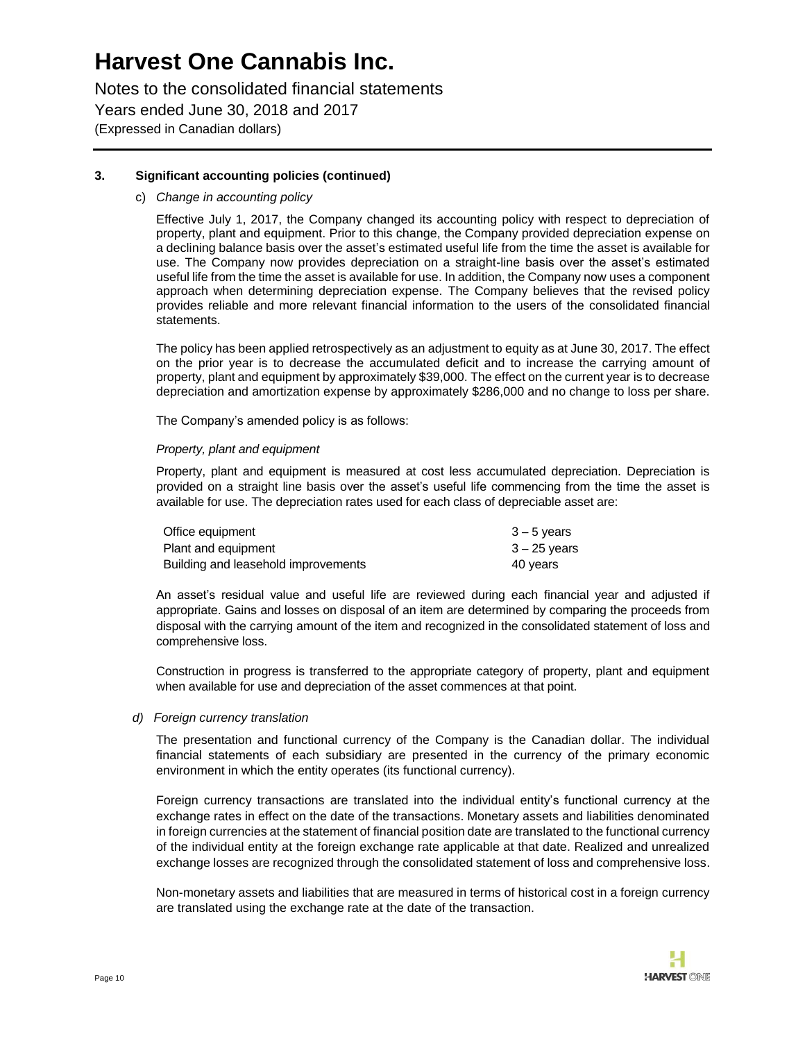# Harvest One Cannabis Inc.

Notes to the consolidated financial statements
Years ended June 30, 2018 and 2017
(Expressed in Canadian dollars)

**3. Significant accounting policies (continued)**

c) *Change in accounting policy*

Effective July 1, 2017, the Company changed its accounting policy with respect to depreciation of property, plant and equipment. Prior to this change, the Company provided depreciation expense on a declining balance basis over the asset's estimated useful life from the time the asset is available for use. The Company now provides depreciation on a straight-line basis over the asset's estimated useful life from the time the asset is available for use. In addition, the Company now uses a component approach when determining depreciation expense. The Company believes that the revised policy provides reliable and more relevant financial information to the users of the consolidated financial statements.

The policy has been applied retrospectively as an adjustment to equity as at June 30, 2017. The effect on the prior year is to decrease the accumulated deficit and to increase the carrying amount of property, plant and equipment by approximately $39,000. The effect on the current year is to decrease depreciation and amortization expense by approximately $286,000 and no change to loss per share.

The Company's amended policy is as follows:

*Property, plant and equipment*

Property, plant and equipment is measured at cost less accumulated depreciation. Depreciation is provided on a straight line basis over the asset's useful life commencing from the time the asset is available for use. The depreciation rates used for each class of depreciable asset are:

| | |
|---|---|
| Office equipment | 3 – 5 years |
| Plant and equipment | 3 – 25 years |
| Building and leasehold improvements | 40 years |

An asset's residual value and useful life are reviewed during each financial year and adjusted if appropriate. Gains and losses on disposal of an item are determined by comparing the proceeds from disposal with the carrying amount of the item and recognized in the consolidated statement of loss and comprehensive loss.

Construction in progress is transferred to the appropriate category of property, plant and equipment when available for use and depreciation of the asset commences at that point.

d) *Foreign currency translation*

The presentation and functional currency of the Company is the Canadian dollar. The individual financial statements of each subsidiary are presented in the currency of the primary economic environment in which the entity operates (its functional currency).

Foreign currency transactions are translated into the individual entity's functional currency at the exchange rates in effect on the date of the transactions. Monetary assets and liabilities denominated in foreign currencies at the statement of financial position date are translated to the functional currency of the individual entity at the foreign exchange rate applicable at that date. Realized and unrealized exchange losses are recognized through the consolidated statement of loss and comprehensive loss.

Non-monetary assets and liabilities that are measured in terms of historical cost in a foreign currency are translated using the exchange rate at the date of the transaction.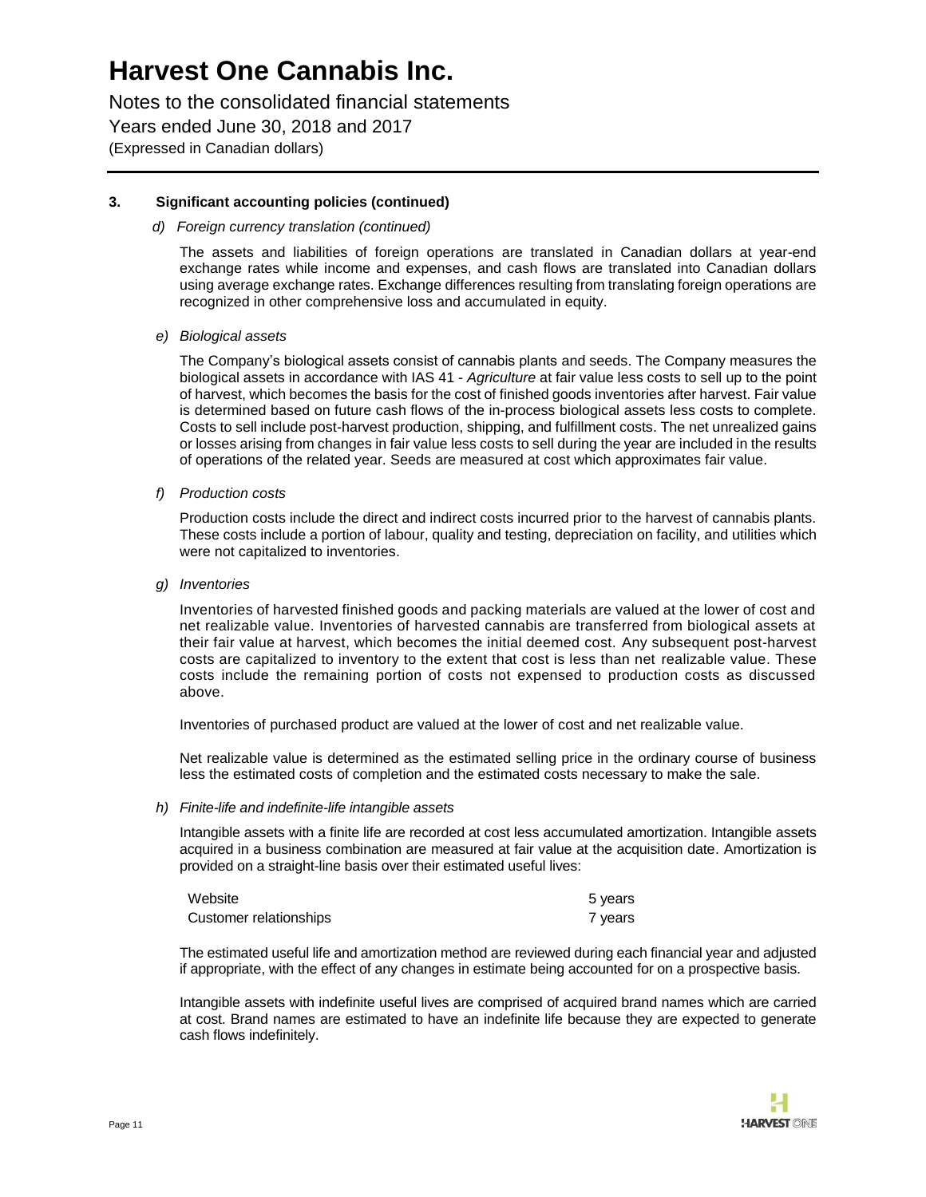## 3. Significant accounting policies (continued)

*d) Foreign currency translation (continued)*

The assets and liabilities of foreign operations are translated in Canadian dollars at year-end exchange rates while income and expenses, and cash flows are translated into Canadian dollars using average exchange rates. Exchange differences resulting from translating foreign operations are recognized in other comprehensive loss and accumulated in equity.

*e) Biological assets*

The Company's biological assets consist of cannabis plants and seeds. The Company measures the biological assets in accordance with IAS 41 - *Agriculture* at fair value less costs to sell up to the point of harvest, which becomes the basis for the cost of finished goods inventories after harvest. Fair value is determined based on future cash flows of the in-process biological assets less costs to complete. Costs to sell include post-harvest production, shipping, and fulfillment costs. The net unrealized gains or losses arising from changes in fair value less costs to sell during the year are included in the results of operations of the related year. Seeds are measured at cost which approximates fair value.

*f) Production costs*

Production costs include the direct and indirect costs incurred prior to the harvest of cannabis plants. These costs include a portion of labour, quality and testing, depreciation on facility, and utilities which were not capitalized to inventories.

*g) Inventories*

Inventories of harvested finished goods and packing materials are valued at the lower of cost and net realizable value. Inventories of harvested cannabis are transferred from biological assets at their fair value at harvest, which becomes the initial deemed cost. Any subsequent post-harvest costs are capitalized to inventory to the extent that cost is less than net realizable value. These costs include the remaining portion of costs not expensed to production costs as discussed above.

Inventories of purchased product are valued at the lower of cost and net realizable value.

Net realizable value is determined as the estimated selling price in the ordinary course of business less the estimated costs of completion and the estimated costs necessary to make the sale.

*h) Finite-life and indefinite-life intangible assets*

Intangible assets with a finite life are recorded at cost less accumulated amortization. Intangible assets acquired in a business combination are measured at fair value at the acquisition date. Amortization is provided on a straight-line basis over their estimated useful lives:

| | |
|---|---|
| Website | 5 years |
| Customer relationships | 7 years |

The estimated useful life and amortization method are reviewed during each financial year and adjusted if appropriate, with the effect of any changes in estimate being accounted for on a prospective basis.

Intangible assets with indefinite useful lives are comprised of acquired brand names which are carried at cost. Brand names are estimated to have an indefinite life because they are expected to generate cash flows indefinitely.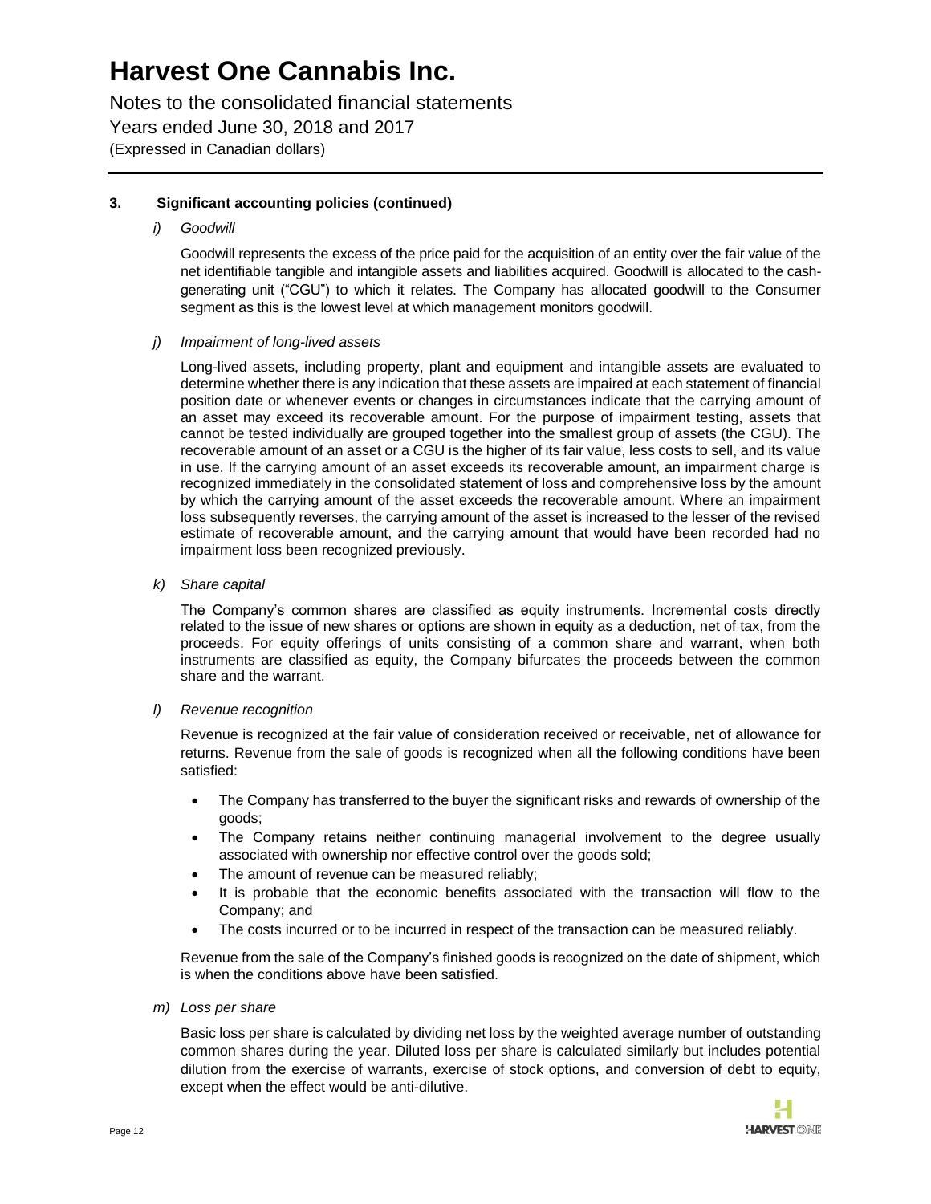# Harvest One Cannabis Inc.

Notes to the consolidated financial statements
Years ended June 30, 2018 and 2017
(Expressed in Canadian dollars)

**3. Significant accounting policies (continued)**

*i) Goodwill*

Goodwill represents the excess of the price paid for the acquisition of an entity over the fair value of the net identifiable tangible and intangible assets and liabilities acquired. Goodwill is allocated to the cash-generating unit ("CGU") to which it relates. The Company has allocated goodwill to the Consumer segment as this is the lowest level at which management monitors goodwill.

*j) Impairment of long-lived assets*

Long-lived assets, including property, plant and equipment and intangible assets are evaluated to determine whether there is any indication that these assets are impaired at each statement of financial position date or whenever events or changes in circumstances indicate that the carrying amount of an asset may exceed its recoverable amount. For the purpose of impairment testing, assets that cannot be tested individually are grouped together into the smallest group of assets (the CGU). The recoverable amount of an asset or a CGU is the higher of its fair value, less costs to sell, and its value in use. If the carrying amount of an asset exceeds its recoverable amount, an impairment charge is recognized immediately in the consolidated statement of loss and comprehensive loss by the amount by which the carrying amount of the asset exceeds the recoverable amount. Where an impairment loss subsequently reverses, the carrying amount of the asset is increased to the lesser of the revised estimate of recoverable amount, and the carrying amount that would have been recorded had no impairment loss been recognized previously.

*k) Share capital*

The Company's common shares are classified as equity instruments. Incremental costs directly related to the issue of new shares or options are shown in equity as a deduction, net of tax, from the proceeds. For equity offerings of units consisting of a common share and warrant, when both instruments are classified as equity, the Company bifurcates the proceeds between the common share and the warrant.

*l) Revenue recognition*

Revenue is recognized at the fair value of consideration received or receivable, net of allowance for returns. Revenue from the sale of goods is recognized when all the following conditions have been satisfied:

- The Company has transferred to the buyer the significant risks and rewards of ownership of the goods;
- The Company retains neither continuing managerial involvement to the degree usually associated with ownership nor effective control over the goods sold;
- The amount of revenue can be measured reliably;
- It is probable that the economic benefits associated with the transaction will flow to the Company; and
- The costs incurred or to be incurred in respect of the transaction can be measured reliably.

Revenue from the sale of the Company's finished goods is recognized on the date of shipment, which is when the conditions above have been satisfied.

*m) Loss per share*

Basic loss per share is calculated by dividing net loss by the weighted average number of outstanding common shares during the year. Diluted loss per share is calculated similarly but includes potential dilution from the exercise of warrants, exercise of stock options, and conversion of debt to equity, except when the effect would be anti-dilutive.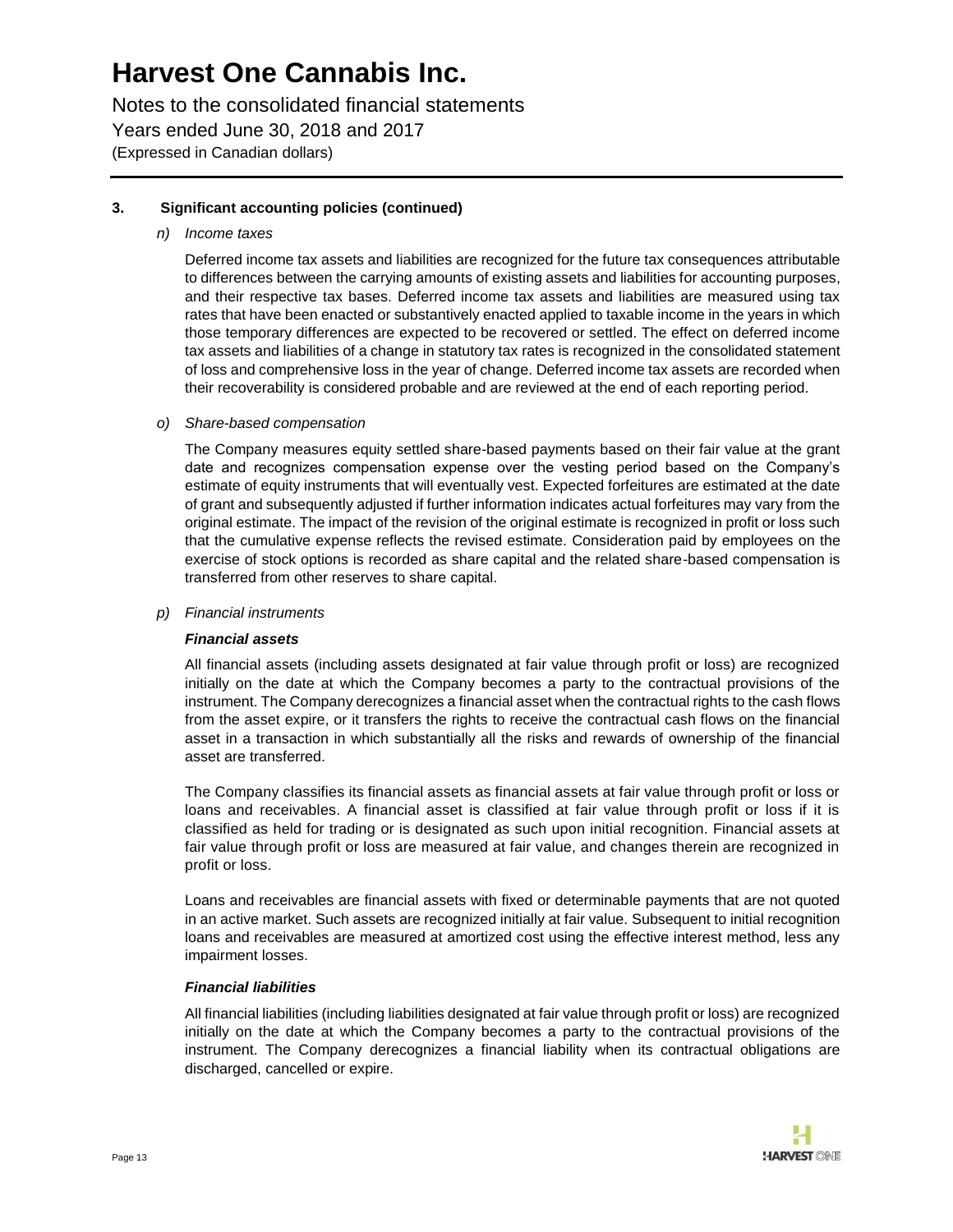### 3. Significant accounting policies (continued)

*n) Income taxes*

Deferred income tax assets and liabilities are recognized for the future tax consequences attributable to differences between the carrying amounts of existing assets and liabilities for accounting purposes, and their respective tax bases. Deferred income tax assets and liabilities are measured using tax rates that have been enacted or substantively enacted applied to taxable income in the years in which those temporary differences are expected to be recovered or settled. The effect on deferred income tax assets and liabilities of a change in statutory tax rates is recognized in the consolidated statement of loss and comprehensive loss in the year of change. Deferred income tax assets are recorded when their recoverability is considered probable and are reviewed at the end of each reporting period.

*o) Share-based compensation*

The Company measures equity settled share-based payments based on their fair value at the grant date and recognizes compensation expense over the vesting period based on the Company's estimate of equity instruments that will eventually vest. Expected forfeitures are estimated at the date of grant and subsequently adjusted if further information indicates actual forfeitures may vary from the original estimate. The impact of the revision of the original estimate is recognized in profit or loss such that the cumulative expense reflects the revised estimate. Consideration paid by employees on the exercise of stock options is recorded as share capital and the related share-based compensation is transferred from other reserves to share capital.

*p) Financial instruments*

***Financial assets***

All financial assets (including assets designated at fair value through profit or loss) are recognized initially on the date at which the Company becomes a party to the contractual provisions of the instrument. The Company derecognizes a financial asset when the contractual rights to the cash flows from the asset expire, or it transfers the rights to receive the contractual cash flows on the financial asset in a transaction in which substantially all the risks and rewards of ownership of the financial asset are transferred.

The Company classifies its financial assets as financial assets at fair value through profit or loss or loans and receivables. A financial asset is classified at fair value through profit or loss if it is classified as held for trading or is designated as such upon initial recognition. Financial assets at fair value through profit or loss are measured at fair value, and changes therein are recognized in profit or loss.

Loans and receivables are financial assets with fixed or determinable payments that are not quoted in an active market. Such assets are recognized initially at fair value. Subsequent to initial recognition loans and receivables are measured at amortized cost using the effective interest method, less any impairment losses.

***Financial liabilities***

All financial liabilities (including liabilities designated at fair value through profit or loss) are recognized initially on the date at which the Company becomes a party to the contractual provisions of the instrument. The Company derecognizes a financial liability when its contractual obligations are discharged, cancelled or expire.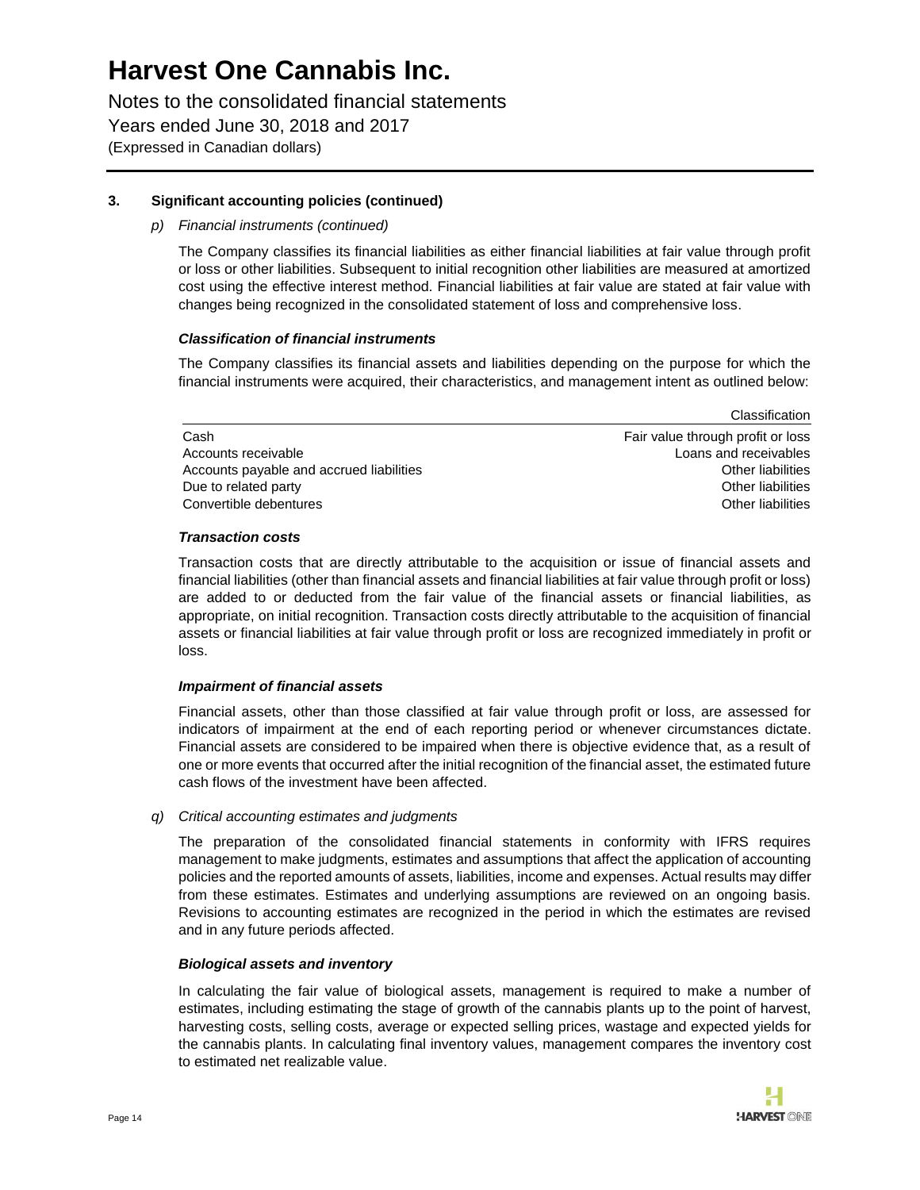### 3. Significant accounting policies (continued)

*p) Financial instruments (continued)*

The Company classifies its financial liabilities as either financial liabilities at fair value through profit or loss or other liabilities. Subsequent to initial recognition other liabilities are measured at amortized cost using the effective interest method. Financial liabilities at fair value are stated at fair value with changes being recognized in the consolidated statement of loss and comprehensive loss.

***Classification of financial instruments***

The Company classifies its financial assets and liabilities depending on the purpose for which the financial instruments were acquired, their characteristics, and management intent as outlined below:

| | Classification |
|---|---|
| Cash | Fair value through profit or loss |
| Accounts receivable | Loans and receivables |
| Accounts payable and accrued liabilities | Other liabilities |
| Due to related party | Other liabilities |
| Convertible debentures | Other liabilities |

***Transaction costs***

Transaction costs that are directly attributable to the acquisition or issue of financial assets and financial liabilities (other than financial assets and financial liabilities at fair value through profit or loss) are added to or deducted from the fair value of the financial assets or financial liabilities, as appropriate, on initial recognition. Transaction costs directly attributable to the acquisition of financial assets or financial liabilities at fair value through profit or loss are recognized immediately in profit or loss.

***Impairment of financial assets***

Financial assets, other than those classified at fair value through profit or loss, are assessed for indicators of impairment at the end of each reporting period or whenever circumstances dictate. Financial assets are considered to be impaired when there is objective evidence that, as a result of one or more events that occurred after the initial recognition of the financial asset, the estimated future cash flows of the investment have been affected.

*q) Critical accounting estimates and judgments*

The preparation of the consolidated financial statements in conformity with IFRS requires management to make judgments, estimates and assumptions that affect the application of accounting policies and the reported amounts of assets, liabilities, income and expenses. Actual results may differ from these estimates. Estimates and underlying assumptions are reviewed on an ongoing basis. Revisions to accounting estimates are recognized in the period in which the estimates are revised and in any future periods affected.

***Biological assets and inventory***

In calculating the fair value of biological assets, management is required to make a number of estimates, including estimating the stage of growth of the cannabis plants up to the point of harvest, harvesting costs, selling costs, average or expected selling prices, wastage and expected yields for the cannabis plants. In calculating final inventory values, management compares the inventory cost to estimated net realizable value.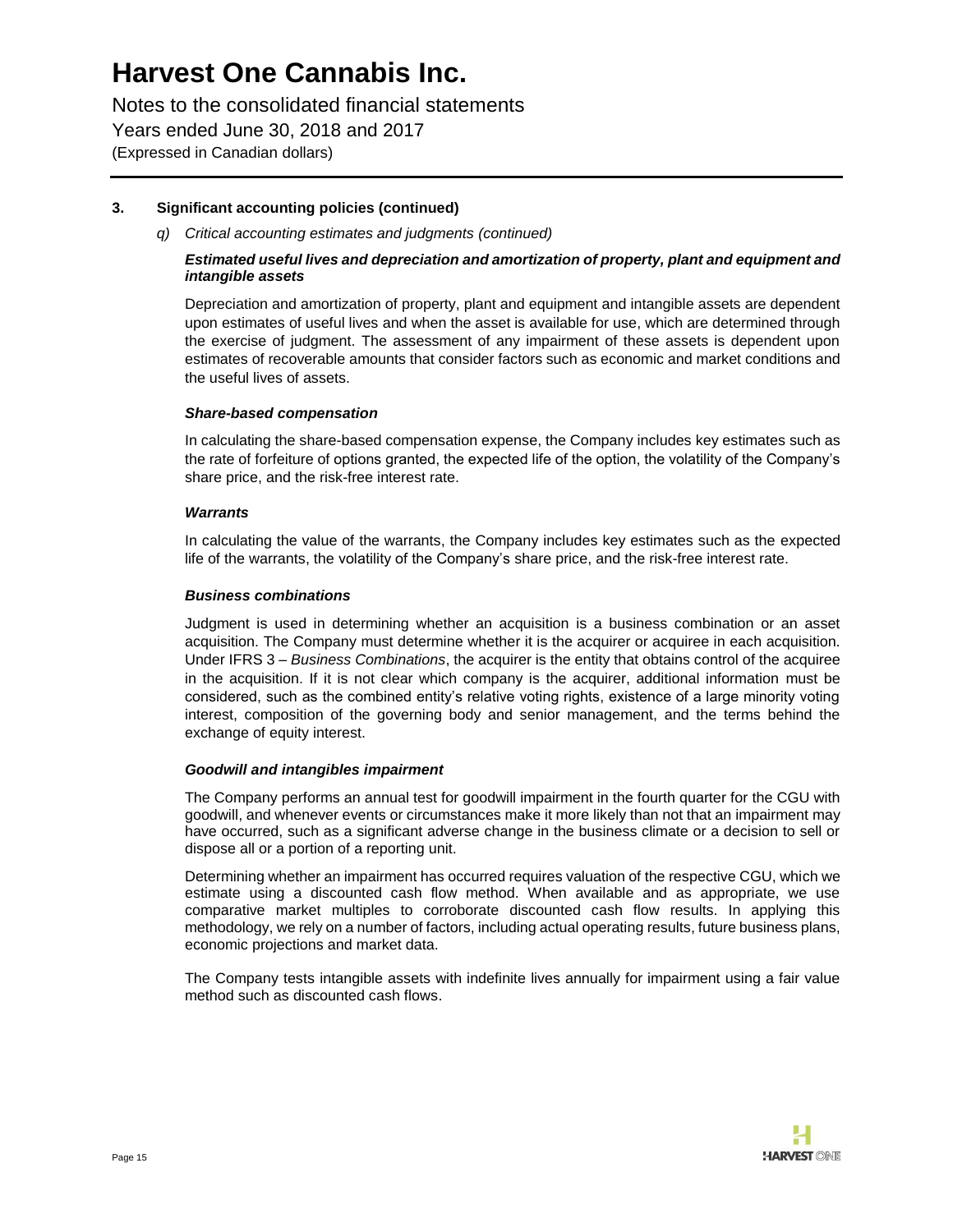### 3. Significant accounting policies (continued)

*q) Critical accounting estimates and judgments (continued)*

***Estimated useful lives and depreciation and amortization of property, plant and equipment and intangible assets***

Depreciation and amortization of property, plant and equipment and intangible assets are dependent upon estimates of useful lives and when the asset is available for use, which are determined through the exercise of judgment. The assessment of any impairment of these assets is dependent upon estimates of recoverable amounts that consider factors such as economic and market conditions and the useful lives of assets.

***Share-based compensation***

In calculating the share-based compensation expense, the Company includes key estimates such as the rate of forfeiture of options granted, the expected life of the option, the volatility of the Company's share price, and the risk-free interest rate.

***Warrants***

In calculating the value of the warrants, the Company includes key estimates such as the expected life of the warrants, the volatility of the Company's share price, and the risk-free interest rate.

***Business combinations***

Judgment is used in determining whether an acquisition is a business combination or an asset acquisition. The Company must determine whether it is the acquirer or acquiree in each acquisition. Under IFRS 3 – *Business Combinations*, the acquirer is the entity that obtains control of the acquiree in the acquisition. If it is not clear which company is the acquirer, additional information must be considered, such as the combined entity's relative voting rights, existence of a large minority voting interest, composition of the governing body and senior management, and the terms behind the exchange of equity interest.

***Goodwill and intangibles impairment***

The Company performs an annual test for goodwill impairment in the fourth quarter for the CGU with goodwill, and whenever events or circumstances make it more likely than not that an impairment may have occurred, such as a significant adverse change in the business climate or a decision to sell or dispose all or a portion of a reporting unit.

Determining whether an impairment has occurred requires valuation of the respective CGU, which we estimate using a discounted cash flow method. When available and as appropriate, we use comparative market multiples to corroborate discounted cash flow results. In applying this methodology, we rely on a number of factors, including actual operating results, future business plans, economic projections and market data.

The Company tests intangible assets with indefinite lives annually for impairment using a fair value method such as discounted cash flows.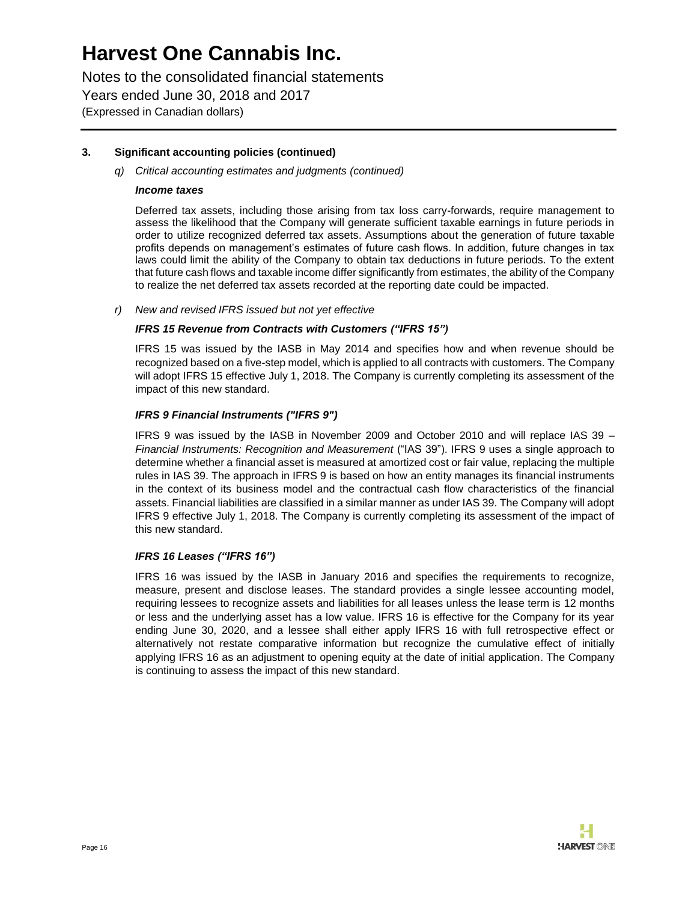### 3. Significant accounting policies (continued)

*q) Critical accounting estimates and judgments (continued)*

***Income taxes***

Deferred tax assets, including those arising from tax loss carry-forwards, require management to assess the likelihood that the Company will generate sufficient taxable earnings in future periods in order to utilize recognized deferred tax assets. Assumptions about the generation of future taxable profits depends on management's estimates of future cash flows. In addition, future changes in tax laws could limit the ability of the Company to obtain tax deductions in future periods. To the extent that future cash flows and taxable income differ significantly from estimates, the ability of the Company to realize the net deferred tax assets recorded at the reporting date could be impacted.

*r) New and revised IFRS issued but not yet effective*

***IFRS 15 Revenue from Contracts with Customers ("IFRS 15")***

IFRS 15 was issued by the IASB in May 2014 and specifies how and when revenue should be recognized based on a five-step model, which is applied to all contracts with customers. The Company will adopt IFRS 15 effective July 1, 2018. The Company is currently completing its assessment of the impact of this new standard.

***IFRS 9 Financial Instruments ("IFRS 9")***

IFRS 9 was issued by the IASB in November 2009 and October 2010 and will replace IAS 39 – *Financial Instruments: Recognition and Measurement* ("IAS 39"). IFRS 9 uses a single approach to determine whether a financial asset is measured at amortized cost or fair value, replacing the multiple rules in IAS 39. The approach in IFRS 9 is based on how an entity manages its financial instruments in the context of its business model and the contractual cash flow characteristics of the financial assets. Financial liabilities are classified in a similar manner as under IAS 39. The Company will adopt IFRS 9 effective July 1, 2018. The Company is currently completing its assessment of the impact of this new standard.

***IFRS 16 Leases ("IFRS 16")***

IFRS 16 was issued by the IASB in January 2016 and specifies the requirements to recognize, measure, present and disclose leases. The standard provides a single lessee accounting model, requiring lessees to recognize assets and liabilities for all leases unless the lease term is 12 months or less and the underlying asset has a low value. IFRS 16 is effective for the Company for its year ending June 30, 2020, and a lessee shall either apply IFRS 16 with full retrospective effect or alternatively not restate comparative information but recognize the cumulative effect of initially applying IFRS 16 as an adjustment to opening equity at the date of initial application. The Company is continuing to assess the impact of this new standard.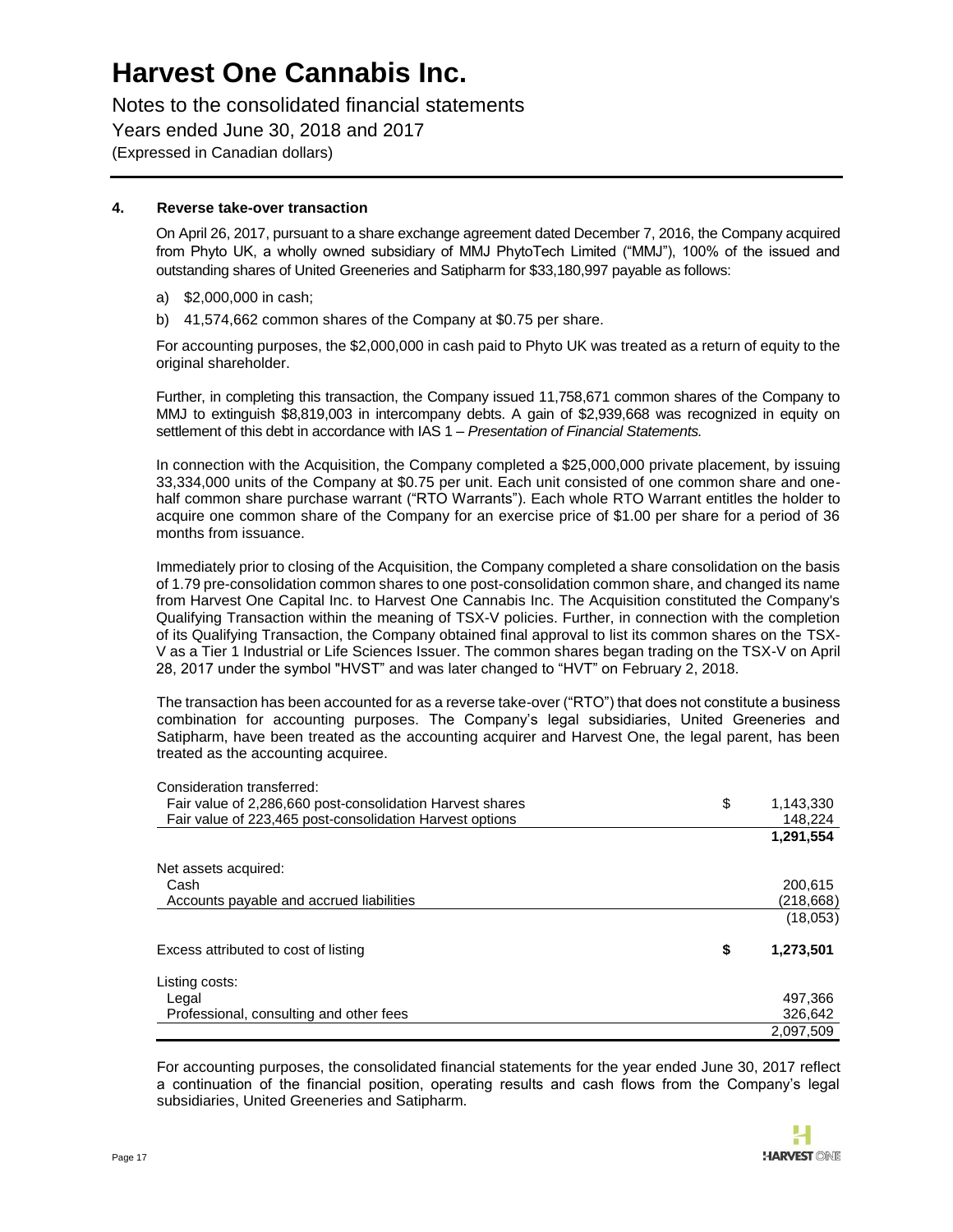### 4. Reverse take-over transaction

On April 26, 2017, pursuant to a share exchange agreement dated December 7, 2016, the Company acquired from Phyto UK, a wholly owned subsidiary of MMJ PhytoTech Limited ("MMJ"), 100% of the issued and outstanding shares of United Greeneries and Satipharm for $33,180,997 payable as follows:

a) $2,000,000 in cash;
b) 41,574,662 common shares of the Company at $0.75 per share.

For accounting purposes, the $2,000,000 in cash paid to Phyto UK was treated as a return of equity to the original shareholder.

Further, in completing this transaction, the Company issued 11,758,671 common shares of the Company to MMJ to extinguish $8,819,003 in intercompany debts. A gain of $2,939,668 was recognized in equity on settlement of this debt in accordance with IAS 1 – *Presentation of Financial Statements.*

In connection with the Acquisition, the Company completed a $25,000,000 private placement, by issuing 33,334,000 units of the Company at $0.75 per unit. Each unit consisted of one common share and one-half common share purchase warrant ("RTO Warrants"). Each whole RTO Warrant entitles the holder to acquire one common share of the Company for an exercise price of $1.00 per share for a period of 36 months from issuance.

Immediately prior to closing of the Acquisition, the Company completed a share consolidation on the basis of 1.79 pre-consolidation common shares to one post-consolidation common share, and changed its name from Harvest One Capital Inc. to Harvest One Cannabis Inc. The Acquisition constituted the Company's Qualifying Transaction within the meaning of TSX-V policies. Further, in connection with the completion of its Qualifying Transaction, the Company obtained final approval to list its common shares on the TSX-V as a Tier 1 Industrial or Life Sciences Issuer. The common shares began trading on the TSX-V on April 28, 2017 under the symbol "HVST" and was later changed to "HVT" on February 2, 2018.

The transaction has been accounted for as a reverse take-over ("RTO") that does not constitute a business combination for accounting purposes. The Company's legal subsidiaries, United Greeneries and Satipharm, have been treated as the accounting acquirer and Harvest One, the legal parent, has been treated as the accounting acquiree.

| | | |
|---|---|---|
| Consideration transferred: | | |
| Fair value of 2,286,660 post-consolidation Harvest shares | $ | 1,143,330 |
| Fair value of 223,465 post-consolidation Harvest options | | 148,224 |
| | | **1,291,554** |
| Net assets acquired: | | |
| Cash | | 200,615 |
| Accounts payable and accrued liabilities | | (218,668) |
| | | (18,053) |
| Excess attributed to cost of listing | **$** | **1,273,501** |
| Listing costs: | | |
| Legal | | 497,366 |
| Professional, consulting and other fees | | 326,642 |
| | | 2,097,509 |

For accounting purposes, the consolidated financial statements for the year ended June 30, 2017 reflect a continuation of the financial position, operating results and cash flows from the Company's legal subsidiaries, United Greeneries and Satipharm.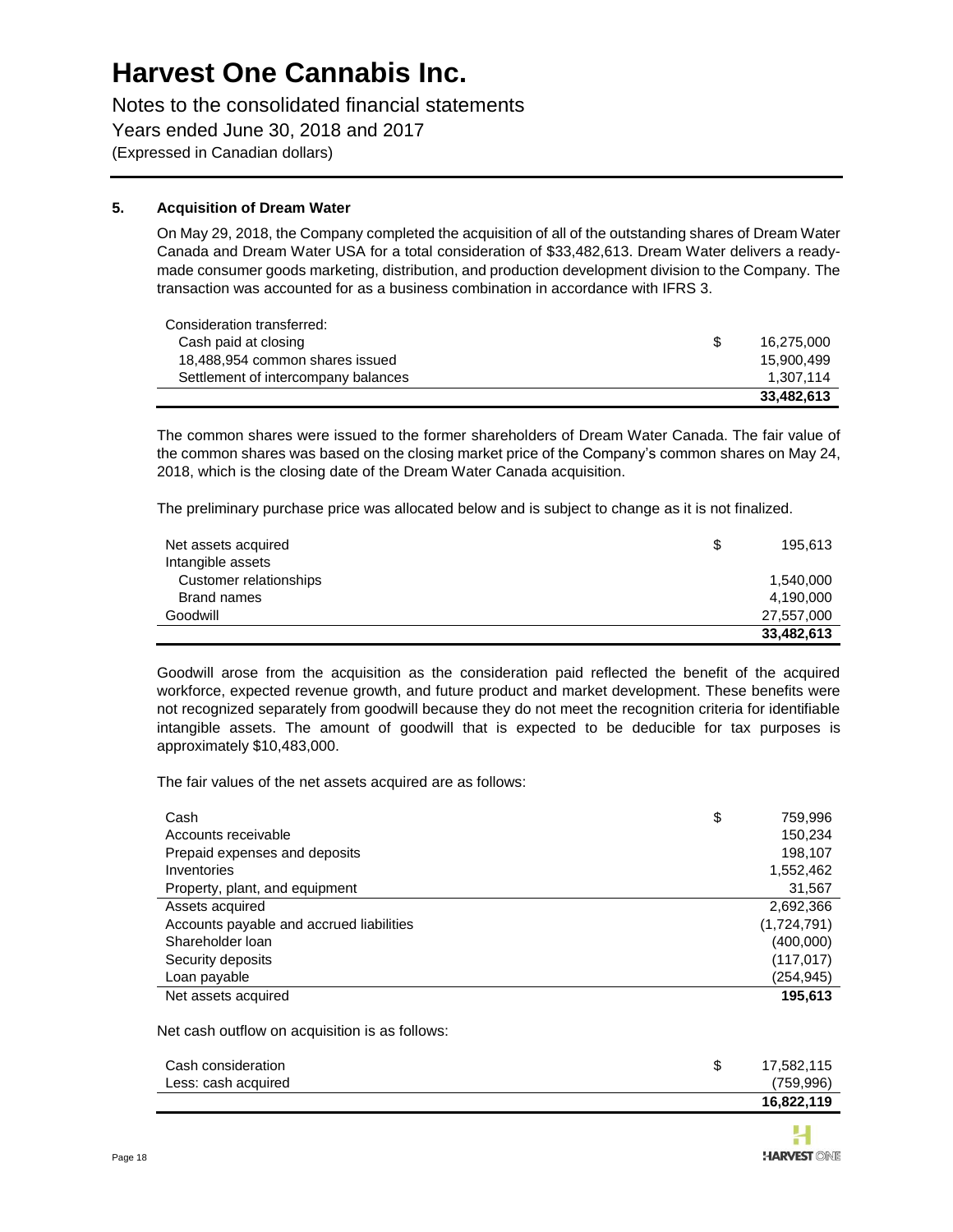## 5. Acquisition of Dream Water

On May 29, 2018, the Company completed the acquisition of all of the outstanding shares of Dream Water Canada and Dream Water USA for a total consideration of $33,482,613. Dream Water delivers a ready-made consumer goods marketing, distribution, and production development division to the Company. The transaction was accounted for as a business combination in accordance with IFRS 3.

| | | |
|---|---|---|
| Consideration transferred: | | |
| Cash paid at closing | $ | 16,275,000 |
| 18,488,954 common shares issued | | 15,900,499 |
| Settlement of intercompany balances | | 1,307,114 |
| | | **33,482,613** |

The common shares were issued to the former shareholders of Dream Water Canada. The fair value of the common shares was based on the closing market price of the Company's common shares on May 24, 2018, which is the closing date of the Dream Water Canada acquisition.

The preliminary purchase price was allocated below and is subject to change as it is not finalized.

| | | |
|---|---|---|
| Net assets acquired | $ | 195,613 |
| Intangible assets | | |
| Customer relationships | | 1,540,000 |
| Brand names | | 4,190,000 |
| Goodwill | | 27,557,000 |
| | | **33,482,613** |

Goodwill arose from the acquisition as the consideration paid reflected the benefit of the acquired workforce, expected revenue growth, and future product and market development. These benefits were not recognized separately from goodwill because they do not meet the recognition criteria for identifiable intangible assets. The amount of goodwill that is expected to be deducible for tax purposes is approximately $10,483,000.

The fair values of the net assets acquired are as follows:

| | | |
|---|---|---|
| Cash | $ | 759,996 |
| Accounts receivable | | 150,234 |
| Prepaid expenses and deposits | | 198,107 |
| Inventories | | 1,552,462 |
| Property, plant, and equipment | | 31,567 |
| Assets acquired | | 2,692,366 |
| Accounts payable and accrued liabilities | | (1,724,791) |
| Shareholder loan | | (400,000) |
| Security deposits | | (117,017) |
| Loan payable | | (254,945) |
| Net assets acquired | | **195,613** |

Net cash outflow on acquisition is as follows:

| | | |
|---|---|---|
| Cash consideration | $ | 17,582,115 |
| Less: cash acquired | | (759,996) |
| | | **16,822,119** |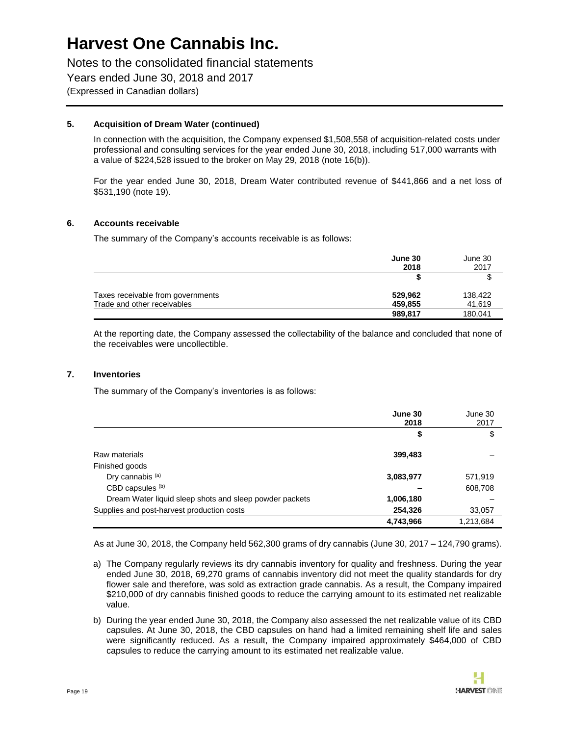# Harvest One Cannabis Inc.

Notes to the consolidated financial statements
Years ended June 30, 2018 and 2017
(Expressed in Canadian dollars)

### 5. Acquisition of Dream Water (continued)

In connection with the acquisition, the Company expensed $1,508,558 of acquisition-related costs under professional and consulting services for the year ended June 30, 2018, including 517,000 warrants with a value of $224,528 issued to the broker on May 29, 2018 (note 16(b)).

For the year ended June 30, 2018, Dream Water contributed revenue of $441,866 and a net loss of $531,190 (note 19).

### 6. Accounts receivable

The summary of the Company's accounts receivable is as follows:

| | June 30 2018 | June 30 2017 |
|---|---|---|
| | $ | $ |
| Taxes receivable from governments | 529,962 | 138,422 |
| Trade and other receivables | 459,855 | 41,619 |
| | 989,817 | 180,041 |

At the reporting date, the Company assessed the collectability of the balance and concluded that none of the receivables were uncollectible.

### 7. Inventories

The summary of the Company's inventories is as follows:

| | June 30 2018 | June 30 2017 |
|---|---|---|
| | $ | $ |
| Raw materials | 399,483 | – |
| Finished goods | | |
| Dry cannabis [(a)] | 3,083,977 | 571,919 |
| CBD capsules [(b)] | – | 608,708 |
| Dream Water liquid sleep shots and sleep powder packets | 1,006,180 | – |
| Supplies and post-harvest production costs | 254,326 | 33,057 |
| | 4,743,966 | 1,213,684 |

As at June 30, 2018, the Company held 562,300 grams of dry cannabis (June 30, 2017 – 124,790 grams).

a) The Company regularly reviews its dry cannabis inventory for quality and freshness. During the year ended June 30, 2018, 69,270 grams of cannabis inventory did not meet the quality standards for dry flower sale and therefore, was sold as extraction grade cannabis. As a result, the Company impaired $210,000 of dry cannabis finished goods to reduce the carrying amount to its estimated net realizable value.

b) During the year ended June 30, 2018, the Company also assessed the net realizable value of its CBD capsules. At June 30, 2018, the CBD capsules on hand had a limited remaining shelf life and sales were significantly reduced. As a result, the Company impaired approximately $464,000 of CBD capsules to reduce the carrying amount to its estimated net realizable value.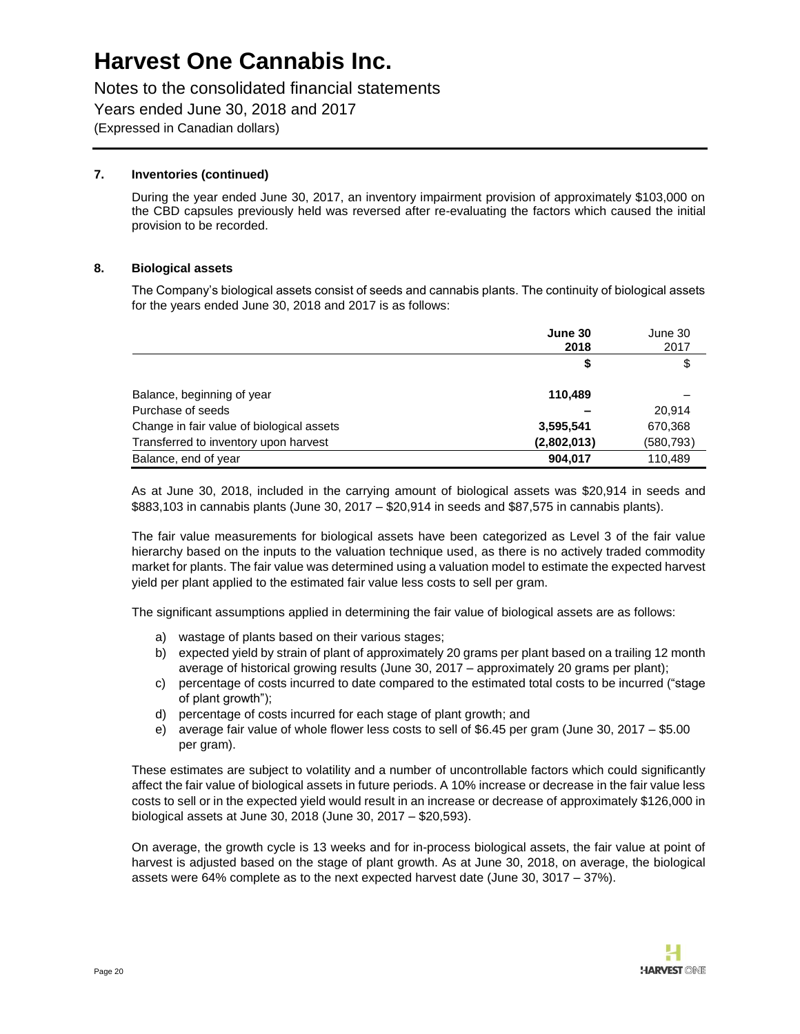# Harvest One Cannabis Inc.

Notes to the consolidated financial statements
Years ended June 30, 2018 and 2017
(Expressed in Canadian dollars)

## 7. Inventories (continued)

During the year ended June 30, 2017, an inventory impairment provision of approximately $103,000 on the CBD capsules previously held was reversed after re-evaluating the factors which caused the initial provision to be recorded.

## 8. Biological assets

The Company's biological assets consist of seeds and cannabis plants. The continuity of biological assets for the years ended June 30, 2018 and 2017 is as follows:

| | **June 30 2018** | June 30 2017 |
|---|---|---|
| | **$** | $ |
| Balance, beginning of year | **110,489** | – |
| Purchase of seeds | **–** | 20,914 |
| Change in fair value of biological assets | **3,595,541** | 670,368 |
| Transferred to inventory upon harvest | **(2,802,013)** | (580,793) |
| Balance, end of year | **904,017** | 110,489 |

As at June 30, 2018, included in the carrying amount of biological assets was $20,914 in seeds and $883,103 in cannabis plants (June 30, 2017 – $20,914 in seeds and $87,575 in cannabis plants).

The fair value measurements for biological assets have been categorized as Level 3 of the fair value hierarchy based on the inputs to the valuation technique used, as there is no actively traded commodity market for plants. The fair value was determined using a valuation model to estimate the expected harvest yield per plant applied to the estimated fair value less costs to sell per gram.

The significant assumptions applied in determining the fair value of biological assets are as follows:

a) wastage of plants based on their various stages;
b) expected yield by strain of plant of approximately 20 grams per plant based on a trailing 12 month average of historical growing results (June 30, 2017 – approximately 20 grams per plant);
c) percentage of costs incurred to date compared to the estimated total costs to be incurred ("stage of plant growth");
d) percentage of costs incurred for each stage of plant growth; and
e) average fair value of whole flower less costs to sell of $6.45 per gram (June 30, 2017 – $5.00 per gram).

These estimates are subject to volatility and a number of uncontrollable factors which could significantly affect the fair value of biological assets in future periods. A 10% increase or decrease in the fair value less costs to sell or in the expected yield would result in an increase or decrease of approximately $126,000 in biological assets at June 30, 2018 (June 30, 2017 – $20,593).

On average, the growth cycle is 13 weeks and for in-process biological assets, the fair value at point of harvest is adjusted based on the stage of plant growth. As at June 30, 2018, on average, the biological assets were 64% complete as to the next expected harvest date (June 30, 3017 – 37%).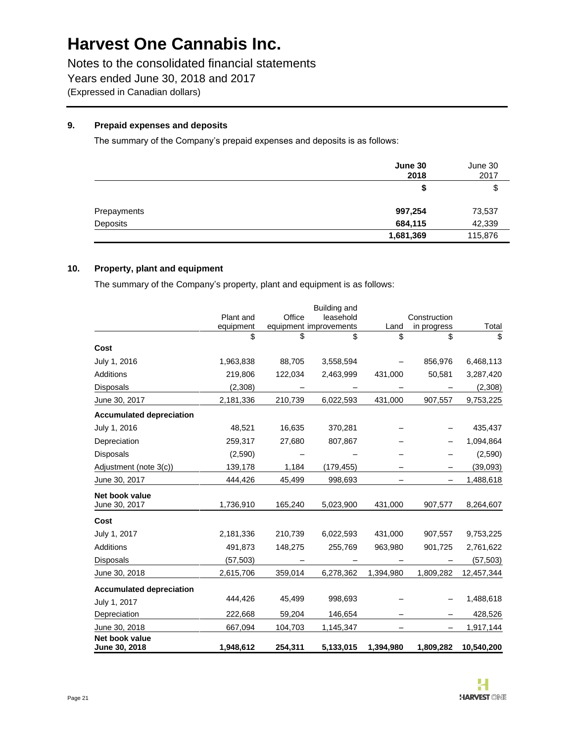# Harvest One Cannabis Inc.

Notes to the consolidated financial statements
Years ended June 30, 2018 and 2017
(Expressed in Canadian dollars)

## 9. Prepaid expenses and deposits

The summary of the Company's prepaid expenses and deposits is as follows:

| | **June 30 2018** | June 30 2017 |
|---|---|---|
| | **$** | $ |
| Prepayments | **997,254** | 73,537 |
| Deposits | **684,115** | 42,339 |
| | **1,681,369** | 115,876 |

## 10. Property, plant and equipment

The summary of the Company's property, plant and equipment is as follows:

| | Plant and equipment | Office equipment | Building and leasehold improvements | Land | Construction in progress | Total |
|---|---|---|---|---|---|---|
| | $ | $ | $ | $ | $ | $ |
| **Cost** | | | | | | |
| July 1, 2016 | 1,963,838 | 88,705 | 3,558,594 | – | 856,976 | 6,468,113 |
| Additions | 219,806 | 122,034 | 2,463,999 | 431,000 | 50,581 | 3,287,420 |
| Disposals | (2,308) | – | – | – | – | (2,308) |
| June 30, 2017 | 2,181,336 | 210,739 | 6,022,593 | 431,000 | 907,557 | 9,753,225 |
| **Accumulated depreciation** | | | | | | |
| July 1, 2016 | 48,521 | 16,635 | 370,281 | – | – | 435,437 |
| Depreciation | 259,317 | 27,680 | 807,867 | – | – | 1,094,864 |
| Disposals | (2,590) | – | – | – | – | (2,590) |
| Adjustment (note 3(c)) | 139,178 | 1,184 | (179,455) | – | – | (39,093) |
| June 30, 2017 | 444,426 | 45,499 | 998,693 | – | – | 1,488,618 |
| **Net book value** June 30, 2017 | 1,736,910 | 165,240 | 5,023,900 | 431,000 | 907,577 | 8,264,607 |
| **Cost** | | | | | | |
| July 1, 2017 | 2,181,336 | 210,739 | 6,022,593 | 431,000 | 907,557 | 9,753,225 |
| Additions | 491,873 | 148,275 | 255,769 | 963,980 | 901,725 | 2,761,622 |
| Disposals | (57,503) | – | – | – | – | (57,503) |
| June 30, 2018 | 2,615,706 | 359,014 | 6,278,362 | 1,394,980 | 1,809,282 | 12,457,344 |
| **Accumulated depreciation** | | | | | | |
| July 1, 2017 | 444,426 | 45,499 | 998,693 | – | – | 1,488,618 |
| Depreciation | 222,668 | 59,204 | 146,654 | – | – | 428,526 |
| June 30, 2018 | 667,094 | 104,703 | 1,145,347 | – | – | 1,917,144 |
| **Net book value June 30, 2018** | **1,948,612** | **254,311** | **5,133,015** | **1,394,980** | **1,809,282** | **10,540,200** |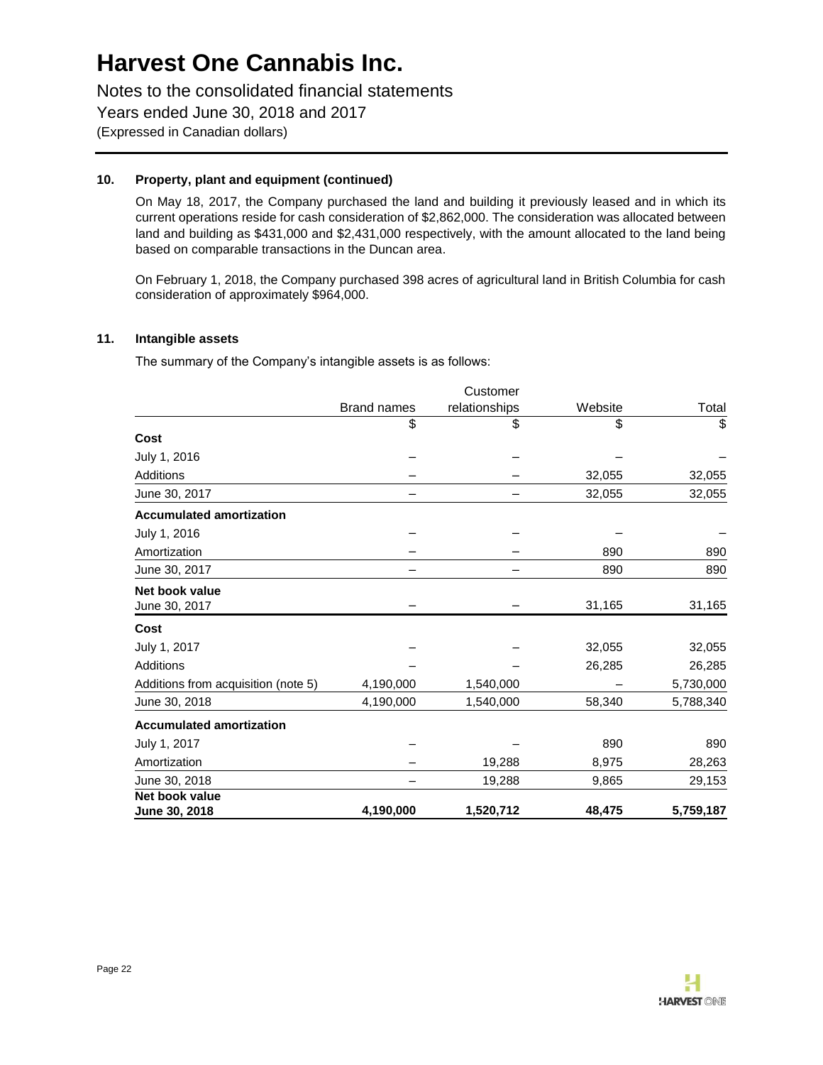# Harvest One Cannabis Inc.

Notes to the consolidated financial statements
Years ended June 30, 2018 and 2017
(Expressed in Canadian dollars)

## 10. Property, plant and equipment (continued)

On May 18, 2017, the Company purchased the land and building it previously leased and in which its current operations reside for cash consideration of $2,862,000. The consideration was allocated between land and building as $431,000 and $2,431,000 respectively, with the amount allocated to the land being based on comparable transactions in the Duncan area.

On February 1, 2018, the Company purchased 398 acres of agricultural land in British Columbia for cash consideration of approximately $964,000.

## 11. Intangible assets

The summary of the Company's intangible assets is as follows:

| | Brand names | Customer relationships | Website | Total |
|---|---|---|---|---|
| | $ | $ | $ | $ |
| **Cost** | | | | |
| July 1, 2016 | – | – | – | – |
| Additions | – | – | 32,055 | 32,055 |
| June 30, 2017 | – | – | 32,055 | 32,055 |
| **Accumulated amortization** | | | | |
| July 1, 2016 | – | – | – | – |
| Amortization | – | – | 890 | 890 |
| June 30, 2017 | – | – | 890 | 890 |
| **Net book value** June 30, 2017 | – | – | 31,165 | 31,165 |
| **Cost** | | | | |
| July 1, 2017 | – | – | 32,055 | 32,055 |
| Additions | – | – | 26,285 | 26,285 |
| Additions from acquisition (note 5) | 4,190,000 | 1,540,000 | – | 5,730,000 |
| June 30, 2018 | 4,190,000 | 1,540,000 | 58,340 | 5,788,340 |
| **Accumulated amortization** | | | | |
| July 1, 2017 | – | – | 890 | 890 |
| Amortization | – | 19,288 | 8,975 | 28,263 |
| June 30, 2018 | – | 19,288 | 9,865 | 29,153 |
| **Net book value June 30, 2018** | **4,190,000** | **1,520,712** | **48,475** | **5,759,187** |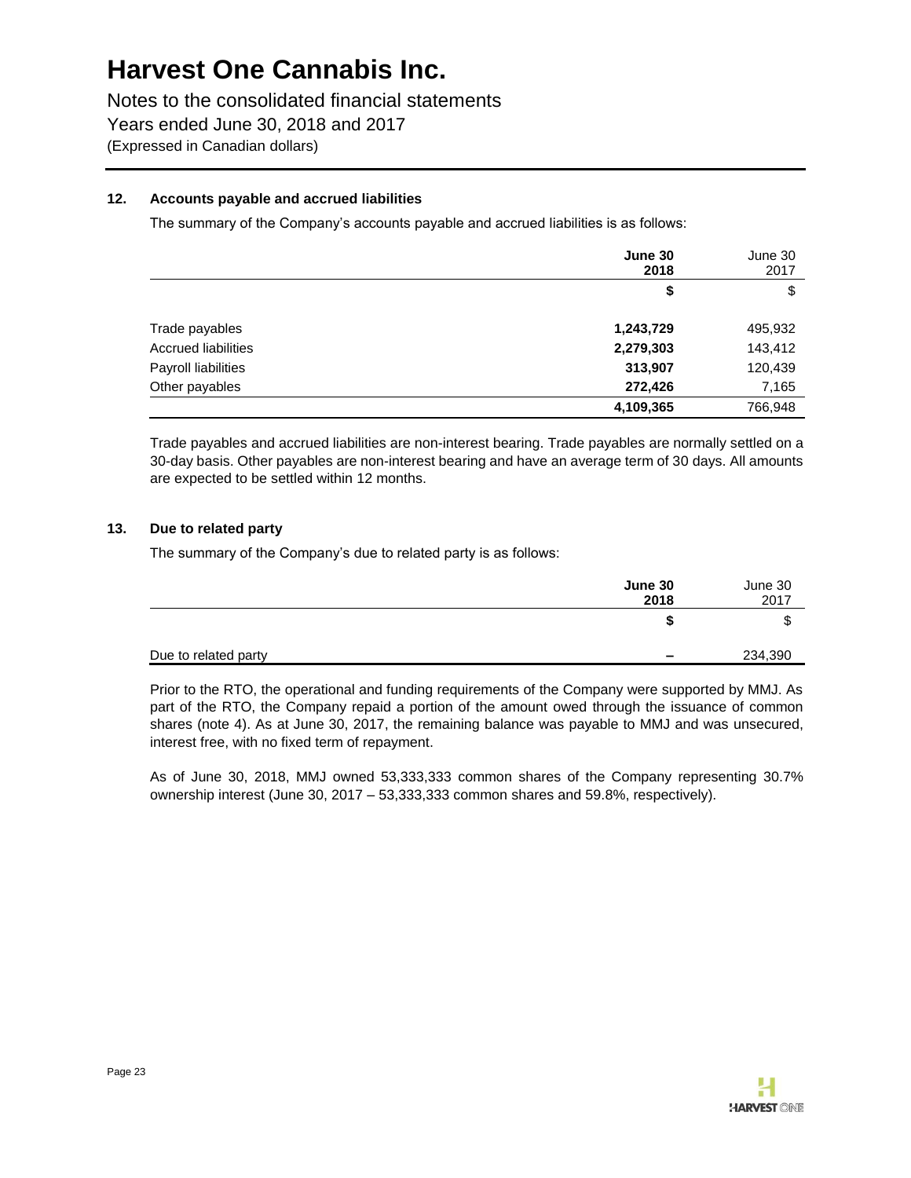# Harvest One Cannabis Inc.

Notes to the consolidated financial statements

Years ended June 30, 2018 and 2017

(Expressed in Canadian dollars)

## 12. Accounts payable and accrued liabilities

The summary of the Company's accounts payable and accrued liabilities is as follows:

| | **June 30 2018** | June 30 2017 |
|---|---|---|
| | **$** | $ |
| Trade payables | **1,243,729** | 495,932 |
| Accrued liabilities | **2,279,303** | 143,412 |
| Payroll liabilities | **313,907** | 120,439 |
| Other payables | **272,426** | 7,165 |
| | **4,109,365** | 766,948 |

Trade payables and accrued liabilities are non-interest bearing. Trade payables are normally settled on a 30-day basis. Other payables are non-interest bearing and have an average term of 30 days. All amounts are expected to be settled within 12 months.

## 13. Due to related party

The summary of the Company's due to related party is as follows:

| | **June 30 2018** | June 30 2017 |
|---|---|---|
| | **$** | $ |
| Due to related party | **–** | 234,390 |

Prior to the RTO, the operational and funding requirements of the Company were supported by MMJ. As part of the RTO, the Company repaid a portion of the amount owed through the issuance of common shares (note 4). As at June 30, 2017, the remaining balance was payable to MMJ and was unsecured, interest free, with no fixed term of repayment.

As of June 30, 2018, MMJ owned 53,333,333 common shares of the Company representing 30.7% ownership interest (June 30, 2017 – 53,333,333 common shares and 59.8%, respectively).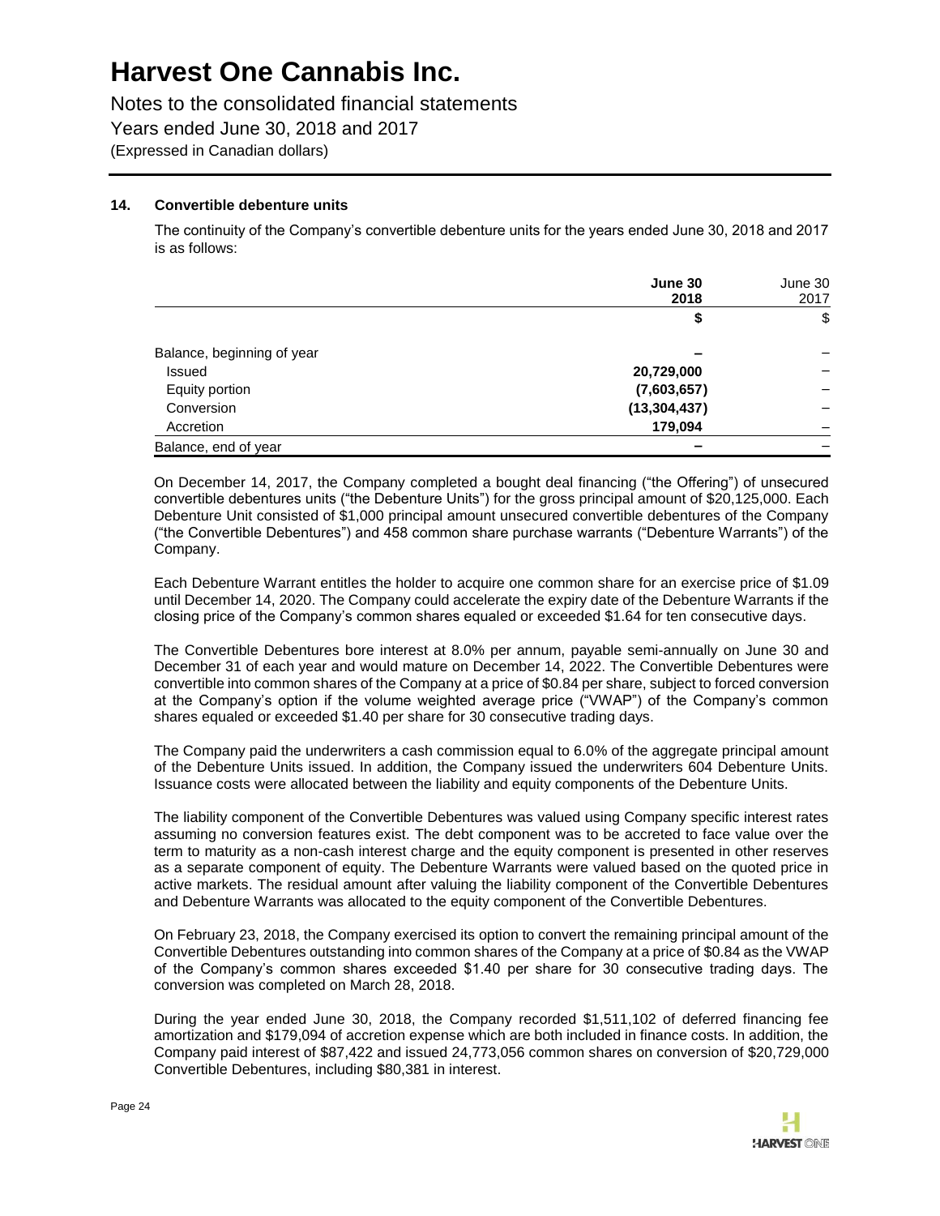### 14. Convertible debenture units

The continuity of the Company's convertible debenture units for the years ended June 30, 2018 and 2017 is as follows:

| | **June 30 2018** | June 30 2017 |
|---|---|---|
| | **$** | $ |
| Balance, beginning of year | **–** | – |
| Issued | **20,729,000** | – |
| Equity portion | **(7,603,657)** | – |
| Conversion | **(13,304,437)** | – |
| Accretion | **179,094** | – |
| Balance, end of year | **–** | – |

On December 14, 2017, the Company completed a bought deal financing ("the Offering") of unsecured convertible debentures units ("the Debenture Units") for the gross principal amount of $20,125,000. Each Debenture Unit consisted of $1,000 principal amount unsecured convertible debentures of the Company ("the Convertible Debentures") and 458 common share purchase warrants ("Debenture Warrants") of the Company.

Each Debenture Warrant entitles the holder to acquire one common share for an exercise price of $1.09 until December 14, 2020. The Company could accelerate the expiry date of the Debenture Warrants if the closing price of the Company's common shares equaled or exceeded $1.64 for ten consecutive days.

The Convertible Debentures bore interest at 8.0% per annum, payable semi-annually on June 30 and December 31 of each year and would mature on December 14, 2022. The Convertible Debentures were convertible into common shares of the Company at a price of $0.84 per share, subject to forced conversion at the Company's option if the volume weighted average price ("VWAP") of the Company's common shares equaled or exceeded $1.40 per share for 30 consecutive trading days.

The Company paid the underwriters a cash commission equal to 6.0% of the aggregate principal amount of the Debenture Units issued. In addition, the Company issued the underwriters 604 Debenture Units. Issuance costs were allocated between the liability and equity components of the Debenture Units.

The liability component of the Convertible Debentures was valued using Company specific interest rates assuming no conversion features exist. The debt component was to be accreted to face value over the term to maturity as a non-cash interest charge and the equity component is presented in other reserves as a separate component of equity. The Debenture Warrants were valued based on the quoted price in active markets. The residual amount after valuing the liability component of the Convertible Debentures and Debenture Warrants was allocated to the equity component of the Convertible Debentures.

On February 23, 2018, the Company exercised its option to convert the remaining principal amount of the Convertible Debentures outstanding into common shares of the Company at a price of $0.84 as the VWAP of the Company's common shares exceeded $1.40 per share for 30 consecutive trading days. The conversion was completed on March 28, 2018.

During the year ended June 30, 2018, the Company recorded $1,511,102 of deferred financing fee amortization and $179,094 of accretion expense which are both included in finance costs. In addition, the Company paid interest of $87,422 and issued 24,773,056 common shares on conversion of $20,729,000 Convertible Debentures, including $80,381 in interest.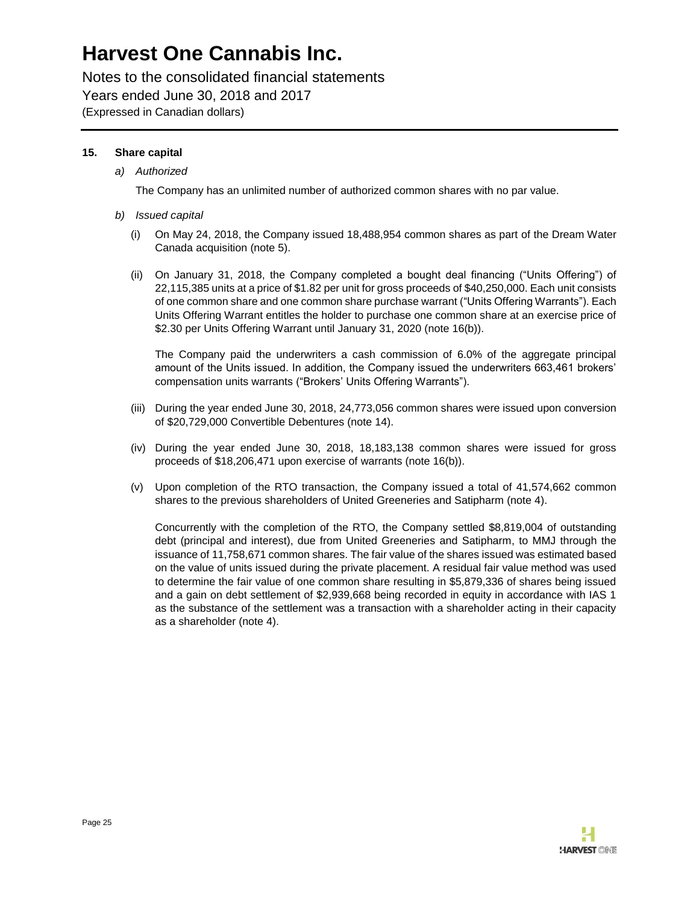### 15. Share capital

*a) Authorized*

The Company has an unlimited number of authorized common shares with no par value.

*b) Issued capital*

(i) On May 24, 2018, the Company issued 18,488,954 common shares as part of the Dream Water Canada acquisition (note 5).

(ii) On January 31, 2018, the Company completed a bought deal financing ("Units Offering") of 22,115,385 units at a price of $1.82 per unit for gross proceeds of $40,250,000. Each unit consists of one common share and one common share purchase warrant ("Units Offering Warrants"). Each Units Offering Warrant entitles the holder to purchase one common share at an exercise price of $2.30 per Units Offering Warrant until January 31, 2020 (note 16(b)).

The Company paid the underwriters a cash commission of 6.0% of the aggregate principal amount of the Units issued. In addition, the Company issued the underwriters 663,461 brokers' compensation units warrants ("Brokers' Units Offering Warrants").

(iii) During the year ended June 30, 2018, 24,773,056 common shares were issued upon conversion of $20,729,000 Convertible Debentures (note 14).

(iv) During the year ended June 30, 2018, 18,183,138 common shares were issued for gross proceeds of $18,206,471 upon exercise of warrants (note 16(b)).

(v) Upon completion of the RTO transaction, the Company issued a total of 41,574,662 common shares to the previous shareholders of United Greeneries and Satipharm (note 4).

Concurrently with the completion of the RTO, the Company settled $8,819,004 of outstanding debt (principal and interest), due from United Greeneries and Satipharm, to MMJ through the issuance of 11,758,671 common shares. The fair value of the shares issued was estimated based on the value of units issued during the private placement. A residual fair value method was used to determine the fair value of one common share resulting in $5,879,336 of shares being issued and a gain on debt settlement of $2,939,668 being recorded in equity in accordance with IAS 1 as the substance of the settlement was a transaction with a shareholder acting in their capacity as a shareholder (note 4).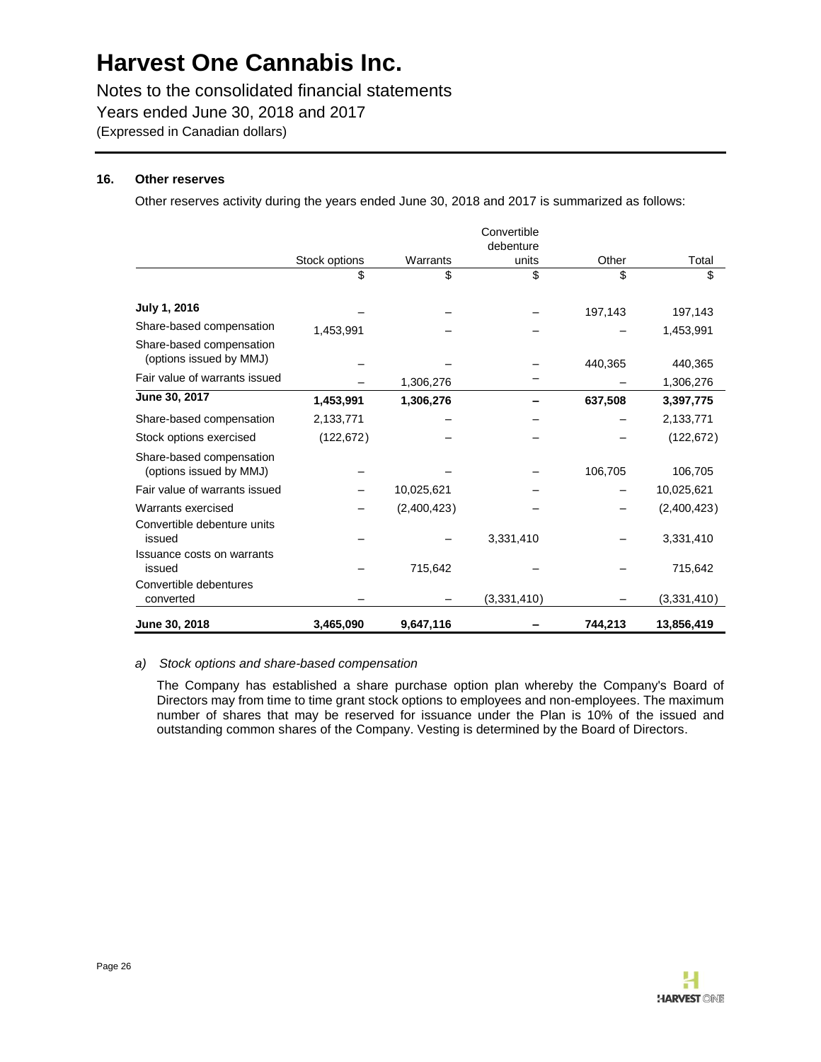# Harvest One Cannabis Inc.

Notes to the consolidated financial statements
Years ended June 30, 2018 and 2017
(Expressed in Canadian dollars)

## 16. Other reserves

Other reserves activity during the years ended June 30, 2018 and 2017 is summarized as follows:

| | Stock options | Warrants | Convertible debenture units | Other | Total |
|---|---|---|---|---|---|
| | $ | $ | $ | $ | $ |
| **July 1, 2016** | – | – | – | 197,143 | 197,143 |
| Share-based compensation | 1,453,991 | – | – | – | 1,453,991 |
| Share-based compensation (options issued by MMJ) | – | – | – | 440,365 | 440,365 |
| Fair value of warrants issued | – | 1,306,276 | – | – | 1,306,276 |
| **June 30, 2017** | **1,453,991** | **1,306,276** | **–** | **637,508** | **3,397,775** |
| Share-based compensation | 2,133,771 | – | – | – | 2,133,771 |
| Stock options exercised | (122,672) | – | – | – | (122,672) |
| Share-based compensation (options issued by MMJ) | – | – | – | 106,705 | 106,705 |
| Fair value of warrants issued | – | 10,025,621 | – | – | 10,025,621 |
| Warrants exercised | – | (2,400,423) | – | – | (2,400,423) |
| Convertible debenture units issued | – | – | 3,331,410 | – | 3,331,410 |
| Issuance costs on warrants issued | – | 715,642 | – | – | 715,642 |
| Convertible debentures converted | – | – | (3,331,410) | – | (3,331,410) |
| **June 30, 2018** | **3,465,090** | **9,647,116** | **–** | **744,213** | **13,856,419** |

*a) Stock options and share-based compensation*

The Company has established a share purchase option plan whereby the Company's Board of Directors may from time to time grant stock options to employees and non-employees. The maximum number of shares that may be reserved for issuance under the Plan is 10% of the issued and outstanding common shares of the Company. Vesting is determined by the Board of Directors.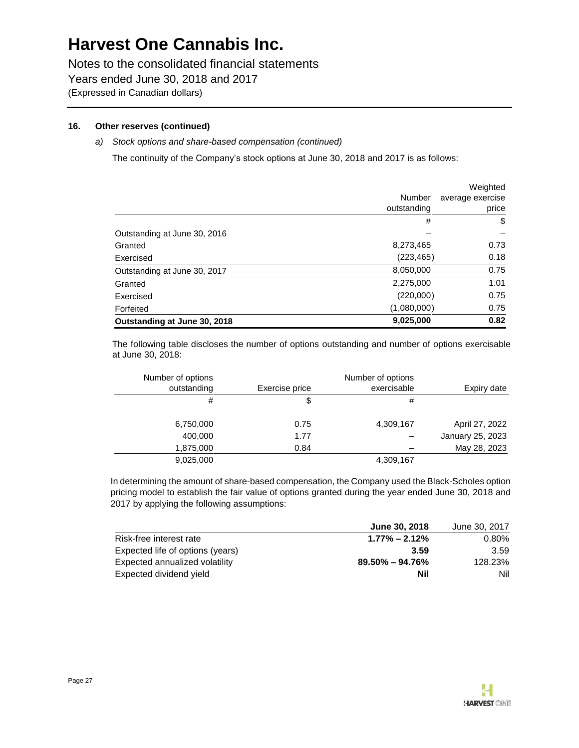## 16. Other reserves (continued)

*a) Stock options and share-based compensation (continued)*

The continuity of the Company's stock options at June 30, 2018 and 2017 is as follows:

| | Number outstanding | Weighted average exercise price |
|---|---|---|
| | # | $ |
| Outstanding at June 30, 2016 | – | – |
| Granted | 8,273,465 | 0.73 |
| Exercised | (223,465) | 0.18 |
| Outstanding at June 30, 2017 | 8,050,000 | 0.75 |
| Granted | 2,275,000 | 1.01 |
| Exercised | (220,000) | 0.75 |
| Forfeited | (1,080,000) | 0.75 |
| **Outstanding at June 30, 2018** | **9,025,000** | **0.82** |

The following table discloses the number of options outstanding and number of options exercisable at June 30, 2018:

| Number of options outstanding | Exercise price | Number of options exercisable | Expiry date |
|---|---|---|---|
| # | $ | # | |
| 6,750,000 | 0.75 | 4,309,167 | April 27, 2022 |
| 400,000 | 1.77 | – | January 25, 2023 |
| 1,875,000 | 0.84 | – | May 28, 2023 |
| 9,025,000 | | 4,309,167 | |

In determining the amount of share-based compensation, the Company used the Black-Scholes option pricing model to establish the fair value of options granted during the year ended June 30, 2018 and 2017 by applying the following assumptions:

| | **June 30, 2018** | June 30, 2017 |
|---|---|---|
| Risk-free interest rate | **1.77% – 2.12%** | 0.80% |
| Expected life of options (years) | **3.59** | 3.59 |
| Expected annualized volatility | **89.50% – 94.76%** | 128.23% |
| Expected dividend yield | **Nil** | Nil |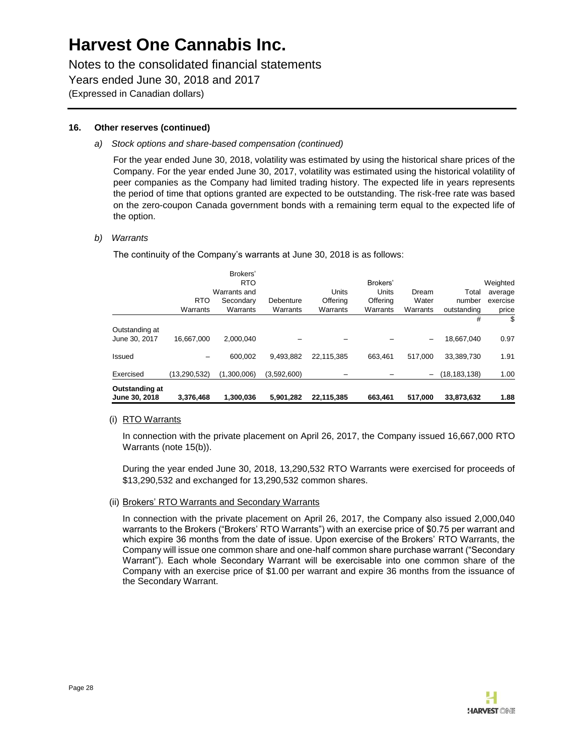# Harvest One Cannabis Inc.

Notes to the consolidated financial statements
Years ended June 30, 2018 and 2017
(Expressed in Canadian dollars)

**16. Other reserves (continued)**

*a) Stock options and share-based compensation (continued)*

For the year ended June 30, 2018, volatility was estimated by using the historical share prices of the Company. For the year ended June 30, 2017, volatility was estimated using the historical volatility of peer companies as the Company had limited trading history. The expected life in years represents the period of time that options granted are expected to be outstanding. The risk-free rate was based on the zero-coupon Canada government bonds with a remaining term equal to the expected life of the option.

*b) Warrants*

The continuity of the Company's warrants at June 30, 2018 is as follows:

| | RTO Warrants | Brokers' RTO Warrants and Secondary Warrants | Debenture Warrants | Units Offering Warrants | Brokers' Units Offering Warrants | Dream Water Warrants | Total number outstanding | Weighted average exercise price |
|---|---|---|---|---|---|---|---|---|
| | | | | | | | # | $ |
| Outstanding at June 30, 2017 | 16,667,000 | 2,000,040 | – | – | – | – | 18,667,040 | 0.97 |
| Issued | – | 600,002 | 9,493,882 | 22,115,385 | 663,461 | 517,000 | 33,389,730 | 1.91 |
| Exercised | (13,290,532) | (1,300,006) | (3,592,600) | – | – | – | (18,183,138) | 1.00 |
| **Outstanding at June 30, 2018** | **3,376,468** | **1,300,036** | **5,901,282** | **22,115,385** | **663,461** | **517,000** | **33,873,632** | **1.88** |

(i) RTO Warrants

In connection with the private placement on April 26, 2017, the Company issued 16,667,000 RTO Warrants (note 15(b)).

During the year ended June 30, 2018, 13,290,532 RTO Warrants were exercised for proceeds of $13,290,532 and exchanged for 13,290,532 common shares.

(ii) Brokers' RTO Warrants and Secondary Warrants

In connection with the private placement on April 26, 2017, the Company also issued 2,000,040 warrants to the Brokers ("Brokers' RTO Warrants") with an exercise price of $0.75 per warrant and which expire 36 months from the date of issue. Upon exercise of the Brokers' RTO Warrants, the Company will issue one common share and one-half common share purchase warrant ("Secondary Warrant"). Each whole Secondary Warrant will be exercisable into one common share of the Company with an exercise price of $1.00 per warrant and expire 36 months from the issuance of the Secondary Warrant.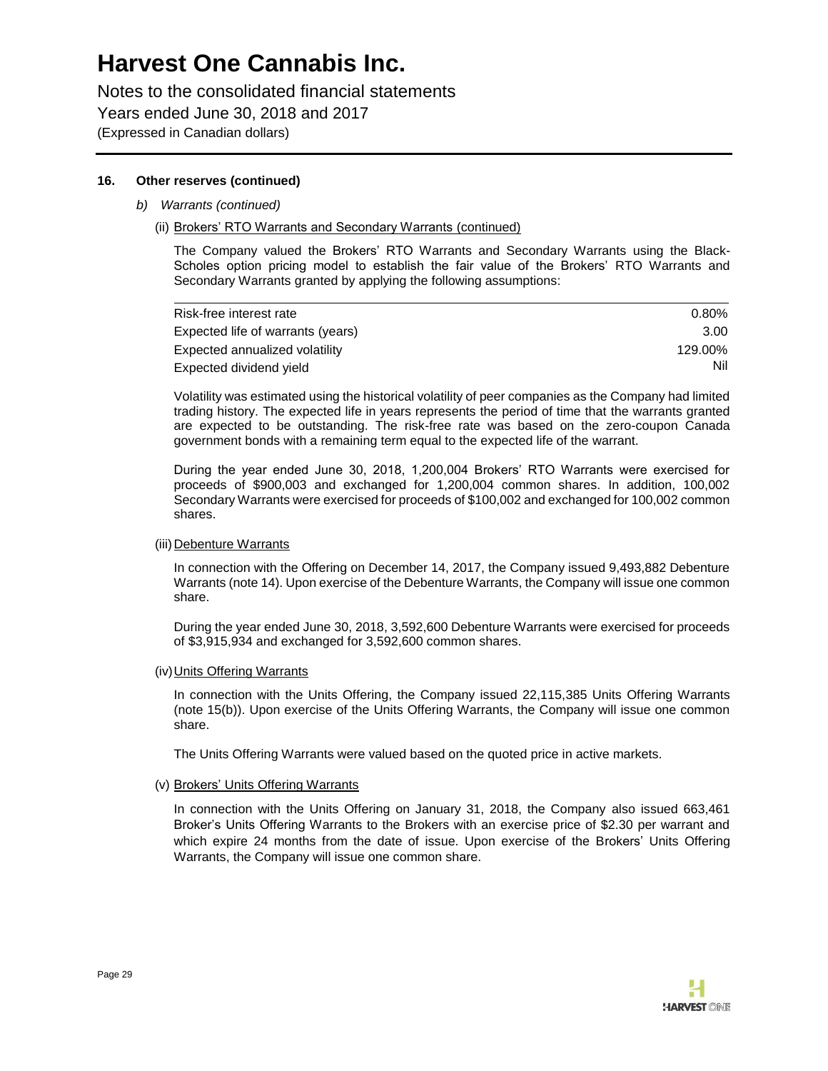## 16. Other reserves (continued)

*b) Warrants (continued)*

(ii) Brokers' RTO Warrants and Secondary Warrants (continued)

The Company valued the Brokers' RTO Warrants and Secondary Warrants using the Black-Scholes option pricing model to establish the fair value of the Brokers' RTO Warrants and Secondary Warrants granted by applying the following assumptions:

| | |
|---|---|
| Risk-free interest rate | 0.80% |
| Expected life of warrants (years) | 3.00 |
| Expected annualized volatility | 129.00% |
| Expected dividend yield | Nil |

Volatility was estimated using the historical volatility of peer companies as the Company had limited trading history. The expected life in years represents the period of time that the warrants granted are expected to be outstanding. The risk-free rate was based on the zero-coupon Canada government bonds with a remaining term equal to the expected life of the warrant.

During the year ended June 30, 2018, 1,200,004 Brokers' RTO Warrants were exercised for proceeds of $900,003 and exchanged for 1,200,004 common shares. In addition, 100,002 Secondary Warrants were exercised for proceeds of $100,002 and exchanged for 100,002 common shares.

(iii) Debenture Warrants

In connection with the Offering on December 14, 2017, the Company issued 9,493,882 Debenture Warrants (note 14). Upon exercise of the Debenture Warrants, the Company will issue one common share.

During the year ended June 30, 2018, 3,592,600 Debenture Warrants were exercised for proceeds of $3,915,934 and exchanged for 3,592,600 common shares.

(iv) Units Offering Warrants

In connection with the Units Offering, the Company issued 22,115,385 Units Offering Warrants (note 15(b)). Upon exercise of the Units Offering Warrants, the Company will issue one common share.

The Units Offering Warrants were valued based on the quoted price in active markets.

(v) Brokers' Units Offering Warrants

In connection with the Units Offering on January 31, 2018, the Company also issued 663,461 Broker's Units Offering Warrants to the Brokers with an exercise price of $2.30 per warrant and which expire 24 months from the date of issue. Upon exercise of the Brokers' Units Offering Warrants, the Company will issue one common share.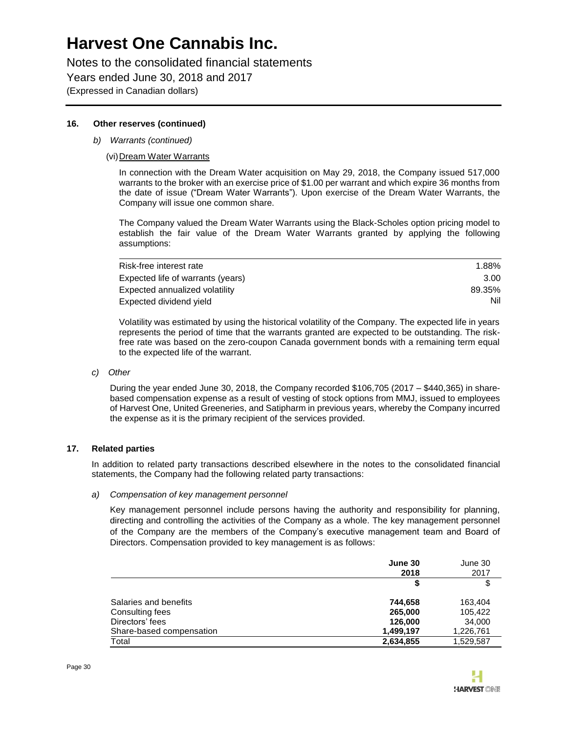## 16. Other reserves (continued)

*b) Warrants (continued)*

(vi) Dream Water Warrants

In connection with the Dream Water acquisition on May 29, 2018, the Company issued 517,000 warrants to the broker with an exercise price of $1.00 per warrant and which expire 36 months from the date of issue ("Dream Water Warrants"). Upon exercise of the Dream Water Warrants, the Company will issue one common share.

The Company valued the Dream Water Warrants using the Black-Scholes option pricing model to establish the fair value of the Dream Water Warrants granted by applying the following assumptions:

| | |
|---|---|
| Risk-free interest rate | 1.88% |
| Expected life of warrants (years) | 3.00 |
| Expected annualized volatility | 89.35% |
| Expected dividend yield | Nil |

Volatility was estimated by using the historical volatility of the Company. The expected life in years represents the period of time that the warrants granted are expected to be outstanding. The risk-free rate was based on the zero-coupon Canada government bonds with a remaining term equal to the expected life of the warrant.

*c) Other*

During the year ended June 30, 2018, the Company recorded $106,705 (2017 – $440,365) in share-based compensation expense as a result of vesting of stock options from MMJ, issued to employees of Harvest One, United Greeneries, and Satipharm in previous years, whereby the Company incurred the expense as it is the primary recipient of the services provided.

## 17. Related parties

In addition to related party transactions described elsewhere in the notes to the consolidated financial statements, the Company had the following related party transactions:

*a) Compensation of key management personnel*

Key management personnel include persons having the authority and responsibility for planning, directing and controlling the activities of the Company as a whole. The key management personnel of the Company are the members of the Company's executive management team and Board of Directors. Compensation provided to key management is as follows:

| | **June 30 2018** | June 30 2017 |
|---|---|---|
| | **$** | $ |
| Salaries and benefits | **744,658** | 163,404 |
| Consulting fees | **265,000** | 105,422 |
| Directors' fees | **126,000** | 34,000 |
| Share-based compensation | **1,499,197** | 1,226,761 |
| Total | **2,634,855** | 1,529,587 |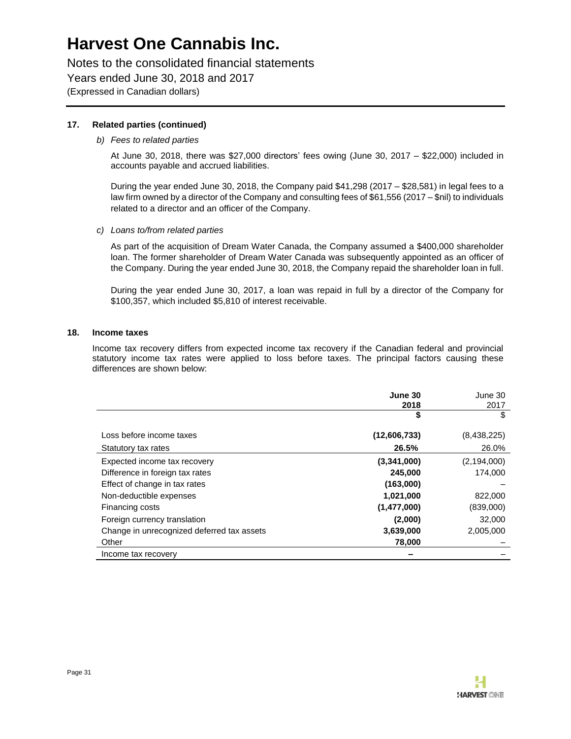### 17. Related parties (continued)

*b) Fees to related parties*

At June 30, 2018, there was $27,000 directors' fees owing (June 30, 2017 – $22,000) included in accounts payable and accrued liabilities.

During the year ended June 30, 2018, the Company paid $41,298 (2017 – $28,581) in legal fees to a law firm owned by a director of the Company and consulting fees of $61,556 (2017 – $nil) to individuals related to a director and an officer of the Company.

*c) Loans to/from related parties*

As part of the acquisition of Dream Water Canada, the Company assumed a $400,000 shareholder loan. The former shareholder of Dream Water Canada was subsequently appointed as an officer of the Company. During the year ended June 30, 2018, the Company repaid the shareholder loan in full.

During the year ended June 30, 2017, a loan was repaid in full by a director of the Company for $100,357, which included $5,810 of interest receivable.

### 18. Income taxes

Income tax recovery differs from expected income tax recovery if the Canadian federal and provincial statutory income tax rates were applied to loss before taxes. The principal factors causing these differences are shown below:

| | **June 30 2018** | June 30 2017 |
|---|---|---|
| | **$** | $ |
| Loss before income taxes | **(12,606,733)** | (8,438,225) |
| Statutory tax rates | **26.5%** | 26.0% |
| Expected income tax recovery | **(3,341,000)** | (2,194,000) |
| Difference in foreign tax rates | **245,000** | 174,000 |
| Effect of change in tax rates | **(163,000)** | – |
| Non-deductible expenses | **1,021,000** | 822,000 |
| Financing costs | **(1,477,000)** | (839,000) |
| Foreign currency translation | **(2,000)** | 32,000 |
| Change in unrecognized deferred tax assets | **3,639,000** | 2,005,000 |
| Other | **78,000** | – |
| Income tax recovery | **–** | – |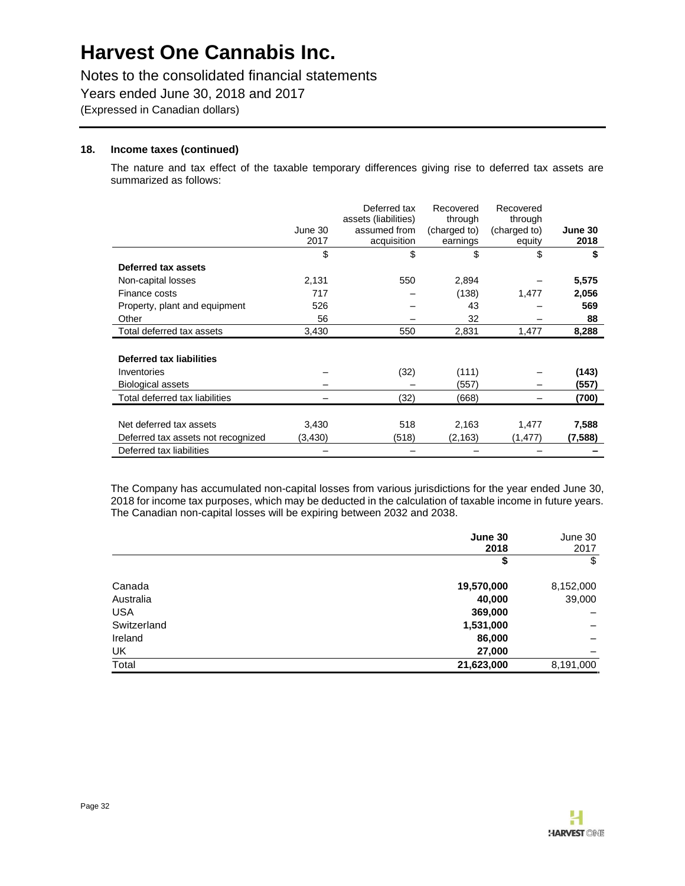**18. Income taxes (continued)**

The nature and tax effect of the taxable temporary differences giving rise to deferred tax assets are summarized as follows:

| | June 30 2017 | Deferred tax assets (liabilities) assumed from acquisition | Recovered through (charged to) earnings | Recovered through (charged to) equity | **June 30 2018** |
|---|---|---|---|---|---|
| | $ | $ | $ | $ | **$** |
| **Deferred tax assets** | | | | | |
| Non-capital losses | 2,131 | 550 | 2,894 | – | **5,575** |
| Finance costs | 717 | – | (138) | 1,477 | **2,056** |
| Property, plant and equipment | 526 | – | 43 | – | **569** |
| Other | 56 | – | 32 | – | **88** |
| Total deferred tax assets | 3,430 | 550 | 2,831 | 1,477 | **8,288** |
| **Deferred tax liabilities** | | | | | |
| Inventories | – | (32) | (111) | – | **(143)** |
| Biological assets | – | – | (557) | – | **(557)** |
| Total deferred tax liabilities | – | (32) | (668) | – | **(700)** |
| Net deferred tax assets | 3,430 | 518 | 2,163 | 1,477 | **7,588** |
| Deferred tax assets not recognized | (3,430) | (518) | (2,163) | (1,477) | **(7,588)** |
| Deferred tax liabilities | – | – | – | – | **–** |

The Company has accumulated non-capital losses from various jurisdictions for the year ended June 30, 2018 for income tax purposes, which may be deducted in the calculation of taxable income in future years. The Canadian non-capital losses will be expiring between 2032 and 2038.

| | **June 30 2018** | June 30 2017 |
|---|---|---|
| | **$** | $ |
| Canada | **19,570,000** | 8,152,000 |
| Australia | **40,000** | 39,000 |
| USA | **369,000** | – |
| Switzerland | **1,531,000** | – |
| Ireland | **86,000** | – |
| UK | **27,000** | – |
| Total | **21,623,000** | 8,191,000 |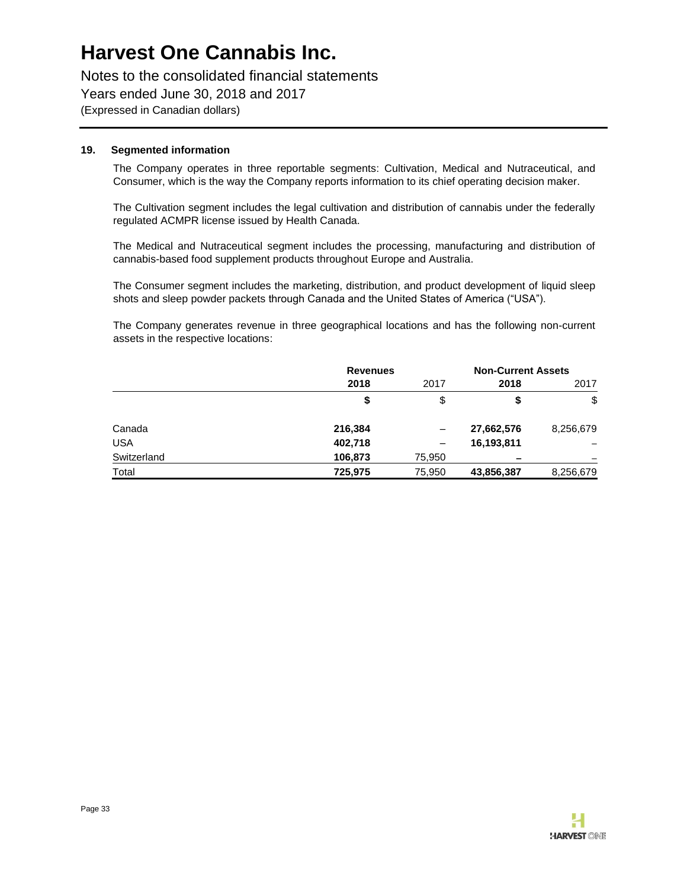# Harvest One Cannabis Inc.

Notes to the consolidated financial statements
Years ended June 30, 2018 and 2017
(Expressed in Canadian dollars)

## 19. Segmented information

The Company operates in three reportable segments: Cultivation, Medical and Nutraceutical, and Consumer, which is the way the Company reports information to its chief operating decision maker.

The Cultivation segment includes the legal cultivation and distribution of cannabis under the federally regulated ACMPR license issued by Health Canada.

The Medical and Nutraceutical segment includes the processing, manufacturing and distribution of cannabis-based food supplement products throughout Europe and Australia.

The Consumer segment includes the marketing, distribution, and product development of liquid sleep shots and sleep powder packets through Canada and the United States of America ("USA").

The Company generates revenue in three geographical locations and has the following non-current assets in the respective locations:

| | **Revenues** | | **Non-Current Assets** | |
|---|---|---|---|---|
| | **2018** | 2017 | **2018** | 2017 |
| | **$** | $ | **$** | $ |
| Canada | **216,384** | – | **27,662,576** | 8,256,679 |
| USA | **402,718** | – | **16,193,811** | – |
| Switzerland | **106,873** | 75,950 | **–** | – |
| Total | **725,975** | 75,950 | **43,856,387** | 8,256,679 |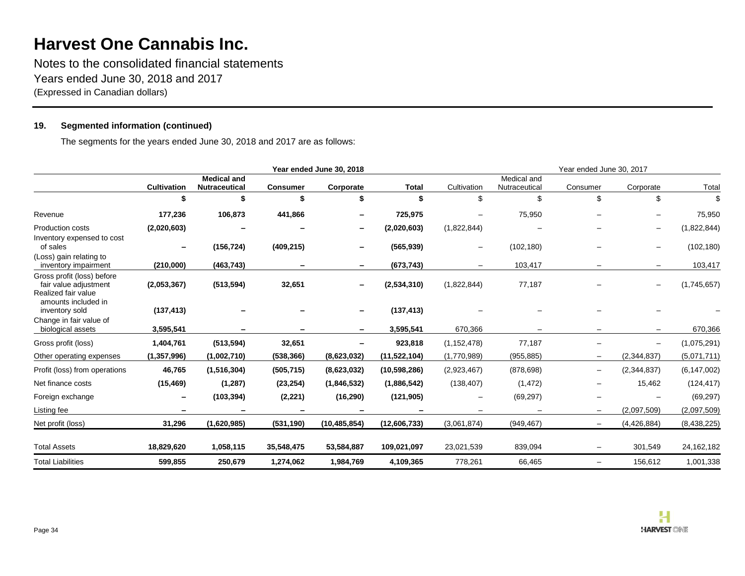# Harvest One Cannabis Inc.

Notes to the consolidated financial statements
Years ended June 30, 2018 and 2017
(Expressed in Canadian dollars)

**19. Segmented information (continued)**

The segments for the years ended June 30, 2018 and 2017 are as follows:

| | Year ended June 30, 2018 | | | | | Year ended June 30, 2017 | | | | |
|---|---|---|---|---|---|---|---|---|---|---|
| | **Cultivation** | **Medical and Nutraceutical** | **Consumer** | **Corporate** | **Total** | Cultivation | Medical and Nutraceutical | Consumer | Corporate | Total |
| | **$** | **$** | **$** | **$** | **$** | $ | $ | $ | $ | $ |
| Revenue | **177,236** | **106,873** | **441,866** | **–** | **725,975** | – | 75,950 | – | – | 75,950 |
| Production costs | **(2,020,603)** | **–** | **–** | **–** | **(2,020,603)** | (1,822,844) | – | – | – | (1,822,844) |
| Inventory expensed to cost of sales | **–** | **(156,724)** | **(409,215)** | **–** | **(565,939)** | – | (102,180) | – | – | (102,180) |
| (Loss) gain relating to inventory impairment | **(210,000)** | **(463,743)** | **–** | **–** | **(673,743)** | – | 103,417 | – | – | 103,417 |
| Gross profit (loss) before fair value adjustment | **(2,053,367)** | **(513,594)** | **32,651** | **–** | **(2,534,310)** | (1,822,844) | 77,187 | – | – | (1,745,657) |
| Realized fair value amounts included in inventory sold | **(137,413)** | **–** | **–** | **–** | **(137,413)** | – | – | – | – | – |
| Change in fair value of biological assets | **3,595,541** | **–** | **–** | **–** | **3,595,541** | 670,366 | – | – | – | 670,366 |
| Gross profit (loss) | **1,404,761** | **(513,594)** | **32,651** | **–** | **923,818** | (1,152,478) | 77,187 | – | – | (1,075,291) |
| Other operating expenses | **(1,357,996)** | **(1,002,710)** | **(538,366)** | **(8,623,032)** | **(11,522,104)** | (1,770,989) | (955,885) | – | (2,344,837) | (5,071,711) |
| Profit (loss) from operations | **46,765** | **(1,516,304)** | **(505,715)** | **(8,623,032)** | **(10,598,286)** | (2,923,467) | (878,698) | – | (2,344,837) | (6,147,002) |
| Net finance costs | **(15,469)** | **(1,287)** | **(23,254)** | **(1,846,532)** | **(1,886,542)** | (138,407) | (1,472) | – | 15,462 | (124,417) |
| Foreign exchange | **–** | **(103,394)** | **(2,221)** | **(16,290)** | **(121,905)** | – | (69,297) | – | – | (69,297) |
| Listing fee | **–** | **–** | **–** | **–** | **–** | – | – | – | (2,097,509) | (2,097,509) |
| Net profit (loss) | **31,296** | **(1,620,985)** | **(531,190)** | **(10,485,854)** | **(12,606,733)** | (3,061,874) | (949,467) | – | (4,426,884) | (8,438,225) |
| Total Assets | **18,829,620** | **1,058,115** | **35,548,475** | **53,584,887** | **109,021,097** | 23,021,539 | 839,094 | – | 301,549 | 24,162,182 |
| Total Liabilities | **599,855** | **250,679** | **1,274,062** | **1,984,769** | **4,109,365** | 778,261 | 66,465 | – | 156,612 | 1,001,338 |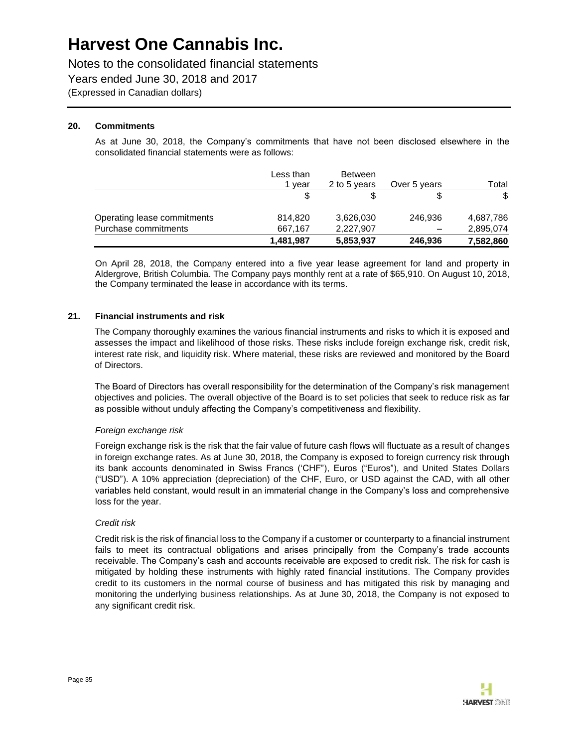## 20. Commitments

As at June 30, 2018, the Company's commitments that have not been disclosed elsewhere in the consolidated financial statements were as follows:

| | Less than 1 year | Between 2 to 5 years | Over 5 years | Total |
|---|---|---|---|---|
| | $ | $ | $ | $ |
| Operating lease commitments | 814,820 | 3,626,030 | 246,936 | 4,687,786 |
| Purchase commitments | 667,167 | 2,227,907 | – | 2,895,074 |
| | **1,481,987** | **5,853,937** | **246,936** | **7,582,860** |

On April 28, 2018, the Company entered into a five year lease agreement for land and property in Aldergrove, British Columbia. The Company pays monthly rent at a rate of $65,910. On August 10, 2018, the Company terminated the lease in accordance with its terms.

## 21. Financial instruments and risk

The Company thoroughly examines the various financial instruments and risks to which it is exposed and assesses the impact and likelihood of those risks. These risks include foreign exchange risk, credit risk, interest rate risk, and liquidity risk. Where material, these risks are reviewed and monitored by the Board of Directors.

The Board of Directors has overall responsibility for the determination of the Company's risk management objectives and policies. The overall objective of the Board is to set policies that seek to reduce risk as far as possible without unduly affecting the Company's competitiveness and flexibility.

*Foreign exchange risk*

Foreign exchange risk is the risk that the fair value of future cash flows will fluctuate as a result of changes in foreign exchange rates. As at June 30, 2018, the Company is exposed to foreign currency risk through its bank accounts denominated in Swiss Francs ('CHF"), Euros ("Euros"), and United States Dollars ("USD"). A 10% appreciation (depreciation) of the CHF, Euro, or USD against the CAD, with all other variables held constant, would result in an immaterial change in the Company's loss and comprehensive loss for the year.

*Credit risk*

Credit risk is the risk of financial loss to the Company if a customer or counterparty to a financial instrument fails to meet its contractual obligations and arises principally from the Company's trade accounts receivable. The Company's cash and accounts receivable are exposed to credit risk. The risk for cash is mitigated by holding these instruments with highly rated financial institutions. The Company provides credit to its customers in the normal course of business and has mitigated this risk by managing and monitoring the underlying business relationships. As at June 30, 2018, the Company is not exposed to any significant credit risk.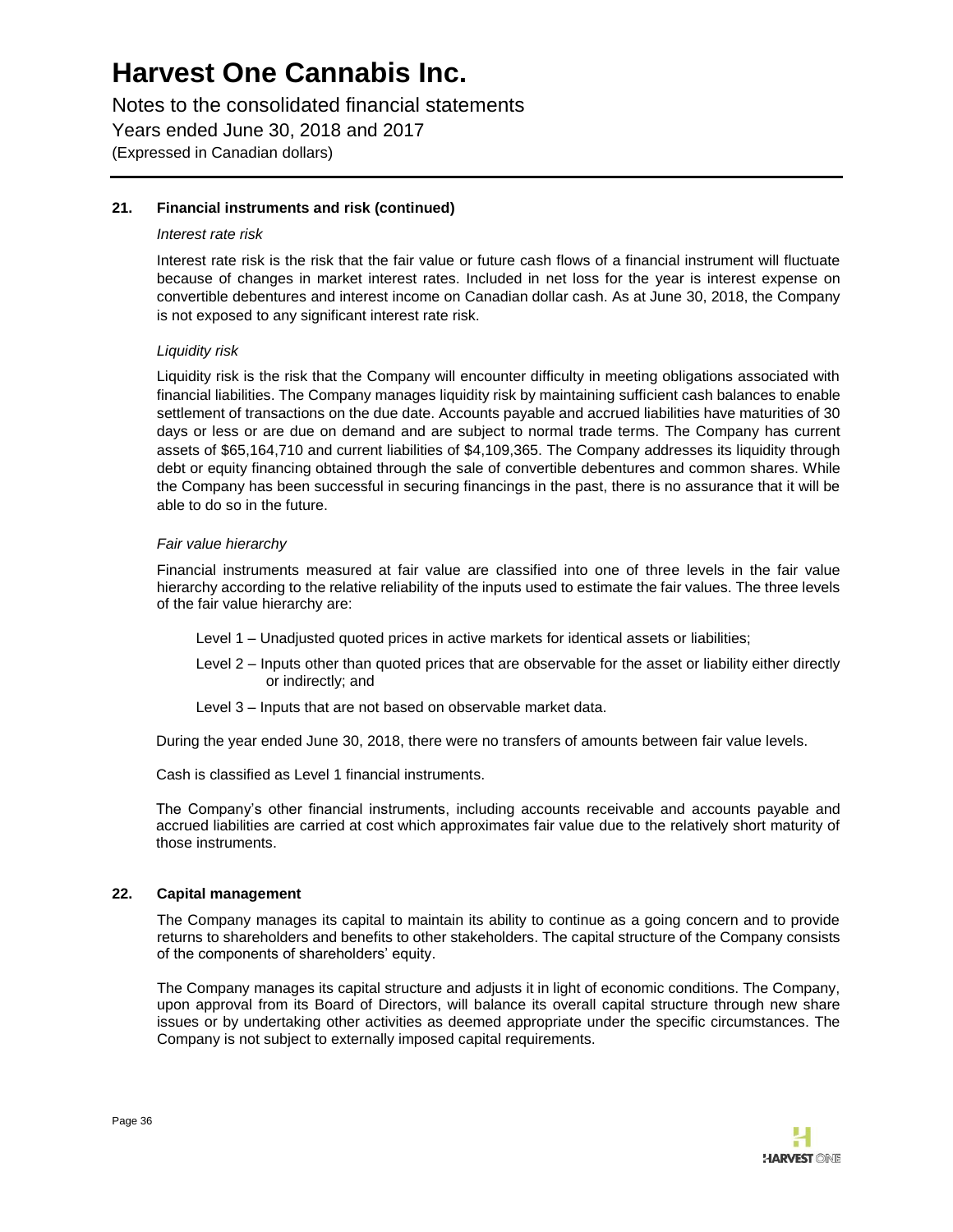### 21. Financial instruments and risk (continued)

*Interest rate risk*

Interest rate risk is the risk that the fair value or future cash flows of a financial instrument will fluctuate because of changes in market interest rates. Included in net loss for the year is interest expense on convertible debentures and interest income on Canadian dollar cash. As at June 30, 2018, the Company is not exposed to any significant interest rate risk.

*Liquidity risk*

Liquidity risk is the risk that the Company will encounter difficulty in meeting obligations associated with financial liabilities. The Company manages liquidity risk by maintaining sufficient cash balances to enable settlement of transactions on the due date. Accounts payable and accrued liabilities have maturities of 30 days or less or are due on demand and are subject to normal trade terms. The Company has current assets of $65,164,710 and current liabilities of $4,109,365. The Company addresses its liquidity through debt or equity financing obtained through the sale of convertible debentures and common shares. While the Company has been successful in securing financings in the past, there is no assurance that it will be able to do so in the future.

*Fair value hierarchy*

Financial instruments measured at fair value are classified into one of three levels in the fair value hierarchy according to the relative reliability of the inputs used to estimate the fair values. The three levels of the fair value hierarchy are:

Level 1 – Unadjusted quoted prices in active markets for identical assets or liabilities;

Level 2 – Inputs other than quoted prices that are observable for the asset or liability either directly or indirectly; and

Level 3 – Inputs that are not based on observable market data.

During the year ended June 30, 2018, there were no transfers of amounts between fair value levels.

Cash is classified as Level 1 financial instruments.

The Company's other financial instruments, including accounts receivable and accounts payable and accrued liabilities are carried at cost which approximates fair value due to the relatively short maturity of those instruments.

### 22. Capital management

The Company manages its capital to maintain its ability to continue as a going concern and to provide returns to shareholders and benefits to other stakeholders. The capital structure of the Company consists of the components of shareholders' equity.

The Company manages its capital structure and adjusts it in light of economic conditions. The Company, upon approval from its Board of Directors, will balance its overall capital structure through new share issues or by undertaking other activities as deemed appropriate under the specific circumstances. The Company is not subject to externally imposed capital requirements.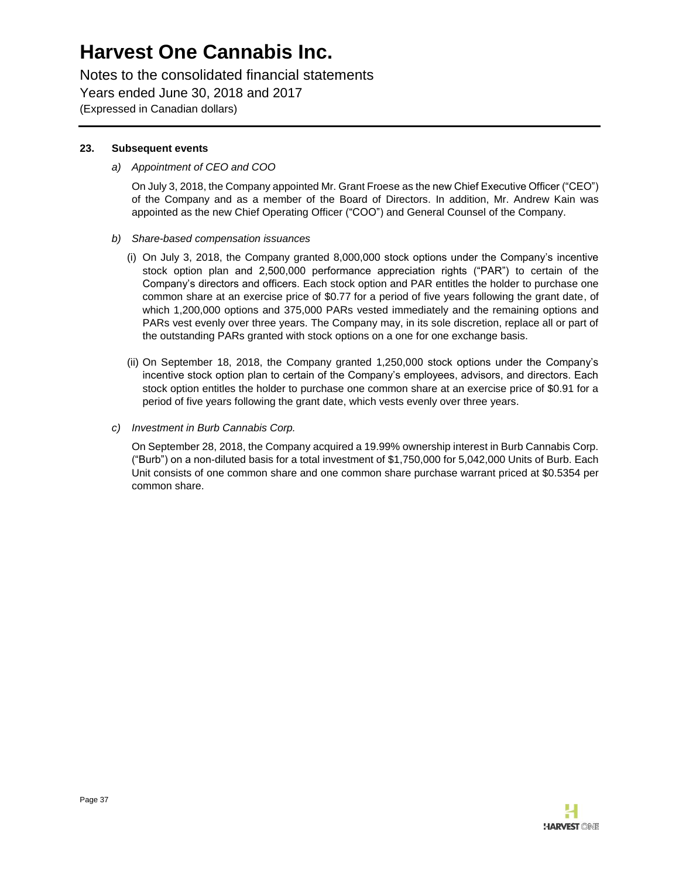## 23. Subsequent events

*a) Appointment of CEO and COO*

On July 3, 2018, the Company appointed Mr. Grant Froese as the new Chief Executive Officer ("CEO") of the Company and as a member of the Board of Directors. In addition, Mr. Andrew Kain was appointed as the new Chief Operating Officer ("COO") and General Counsel of the Company.

*b) Share-based compensation issuances*

(i) On July 3, 2018, the Company granted 8,000,000 stock options under the Company's incentive stock option plan and 2,500,000 performance appreciation rights ("PAR") to certain of the Company's directors and officers. Each stock option and PAR entitles the holder to purchase one common share at an exercise price of $0.77 for a period of five years following the grant date, of which 1,200,000 options and 375,000 PARs vested immediately and the remaining options and PARs vest evenly over three years. The Company may, in its sole discretion, replace all or part of the outstanding PARs granted with stock options on a one for one exchange basis.

(ii) On September 18, 2018, the Company granted 1,250,000 stock options under the Company's incentive stock option plan to certain of the Company's employees, advisors, and directors. Each stock option entitles the holder to purchase one common share at an exercise price of $0.91 for a period of five years following the grant date, which vests evenly over three years.

*c) Investment in Burb Cannabis Corp.*

On September 28, 2018, the Company acquired a 19.99% ownership interest in Burb Cannabis Corp. ("Burb") on a non-diluted basis for a total investment of $1,750,000 for 5,042,000 Units of Burb. Each Unit consists of one common share and one common share purchase warrant priced at $0.5354 per common share.